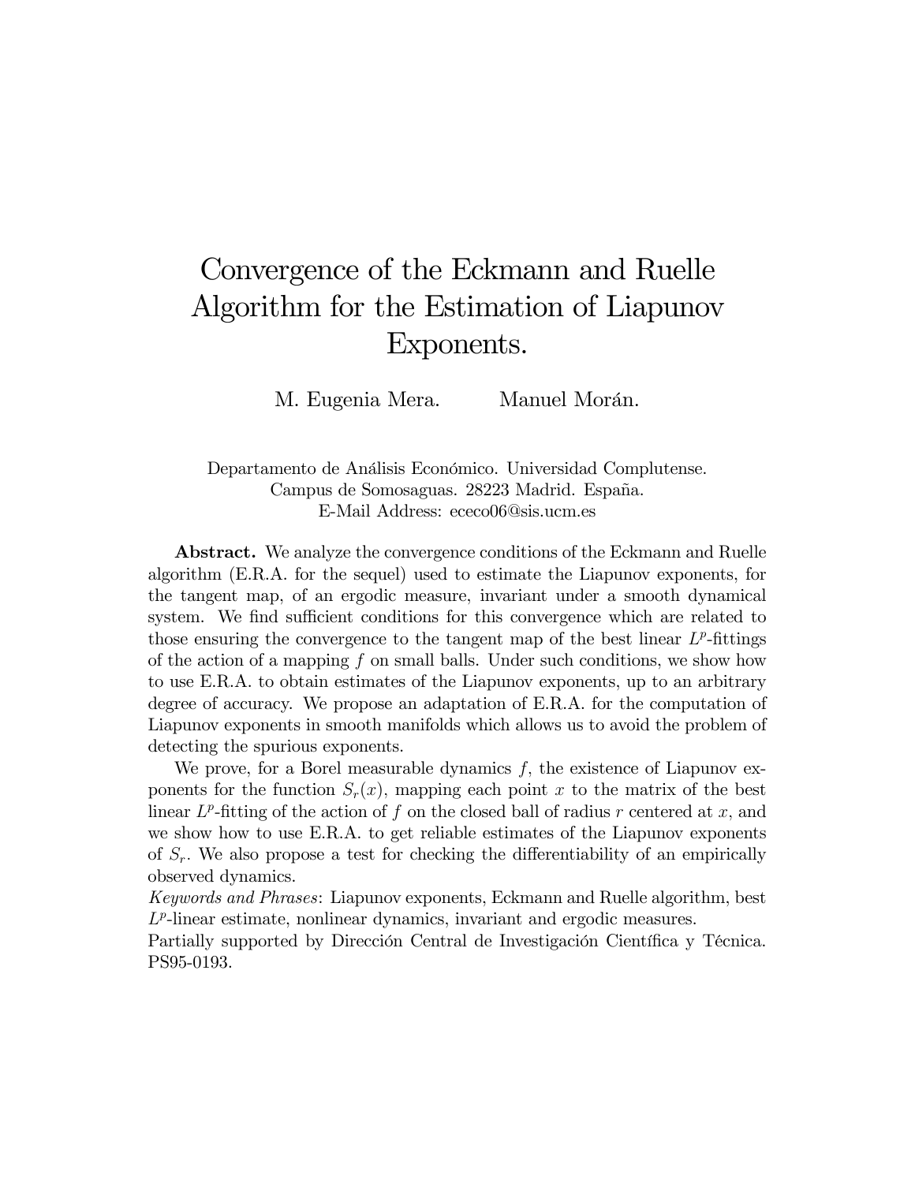# Convergence of the Eckmann and Ruelle Algorithm for the Estimation of Liapunov Exponents.

M. Eugenia Mera. Manuel Morán.

Departamento de Análisis Económico. Universidad Complutense.
Campus de Somosaguas. 28223 Madrid. España.
E-Mail Address: ececo06@sis.ucm.es

**Abstract.** We analyze the convergence conditions of the Eckmann and Ruelle algorithm (E.R.A. for the sequel) used to estimate the Liapunov exponents, for the tangent map, of an ergodic measure, invariant under a smooth dynamical system. We find sufficient conditions for this convergence which are related to those ensuring the convergence to the tangent map of the best linear $L^p$-fittings of the action of a mapping $f$ on small balls. Under such conditions, we show how to use E.R.A. to obtain estimates of the Liapunov exponents, up to an arbitrary degree of accuracy. We propose an adaptation of E.R.A. for the computation of Liapunov exponents in smooth manifolds which allows us to avoid the problem of detecting the spurious exponents.

We prove, for a Borel measurable dynamics $f$, the existence of Liapunov exponents for the function $S_r(x)$, mapping each point $x$ to the matrix of the best linear $L^p$-fitting of the action of $f$ on the closed ball of radius $r$ centered at $x$, and we show how to use E.R.A. to get reliable estimates of the Liapunov exponents of $S_r$. We also propose a test for checking the differentiability of an empirically observed dynamics.

*Keywords and Phrases*: Liapunov exponents, Eckmann and Ruelle algorithm, best $L^p$-linear estimate, nonlinear dynamics, invariant and ergodic measures.

Partially supported by Dirección Central de Investigación Científica y Técnica. PS95-0193.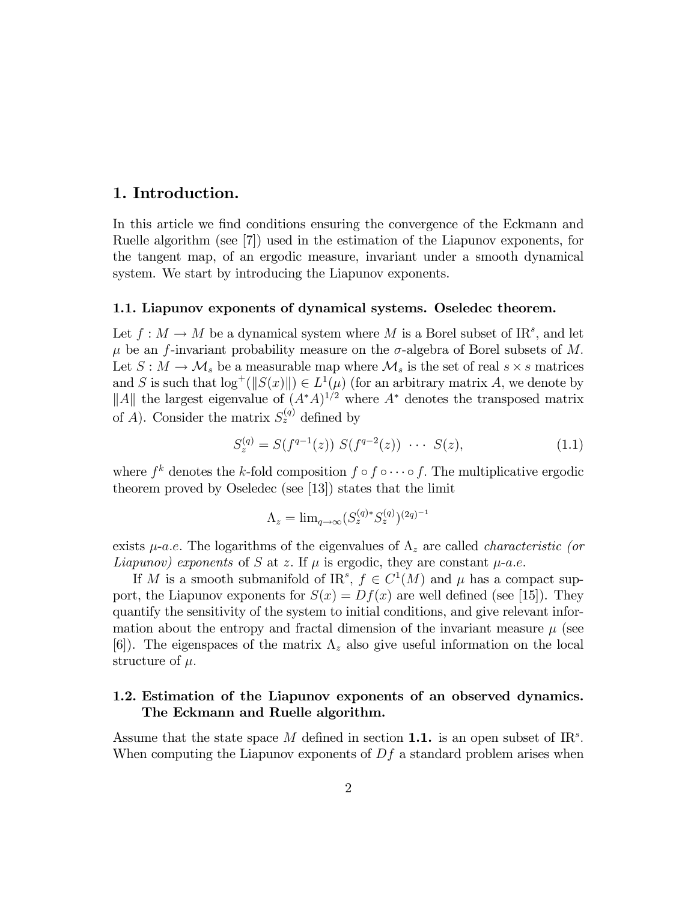## 1. Introduction.

In this article we find conditions ensuring the convergence of the Eckmann and Ruelle algorithm (see [7]) used in the estimation of the Liapunov exponents, for the tangent map, of an ergodic measure, invariant under a smooth dynamical system. We start by introducing the Liapunov exponents.

### 1.1. Liapunov exponents of dynamical systems. Oseledec theorem.

Let $f : M \to M$ be a dynamical system where $M$ is a Borel subset of $\mathrm{IR}^s$, and let $\mu$ be an $f$-invariant probability measure on the $\sigma$-algebra of Borel subsets of $M$. Let $S : M \to \mathcal{M}_s$ be a measurable map where $\mathcal{M}_s$ is the set of real $s \times s$ matrices and $S$ is such that $\log^+(\|S(x)\|) \in L^1(\mu)$ (for an arbitrary matrix $A$, we denote by $\|A\|$ the largest eigenvalue of $(A^*A)^{1/2}$ where $A^*$ denotes the transposed matrix of $A$). Consider the matrix $S_z^{(q)}$ defined by

$$S_z^{(q)} = S(f^{q-1}(z))\ S(f^{q-2}(z))\ \cdots\ S(z), \tag{1.1}$$

where $f^k$ denotes the $k$-fold composition $f \circ f \circ \cdots \circ f$. The multiplicative ergodic theorem proved by Oseledec (see [13]) states that the limit

$$\Lambda_z = \lim_{q \to \infty} (S_z^{(q)*} S_z^{(q)})^{(2q)^{-1}}$$

exists $\mu$-*a.e.* The logarithms of the eigenvalues of $\Lambda_z$ are called *characteristic (or Liapunov) exponents* of $S$ at $z$. If $\mu$ is ergodic, they are constant $\mu$-*a.e.*

If $M$ is a smooth submanifold of $\mathrm{IR}^s$, $f \in C^1(M)$ and $\mu$ has a compact support, the Liapunov exponents for $S(x) = Df(x)$ are well defined (see [15]). They quantify the sensitivity of the system to initial conditions, and give relevant information about the entropy and fractal dimension of the invariant measure $\mu$ (see [6]). The eigenspaces of the matrix $\Lambda_z$ also give useful information on the local structure of $\mu$.

### 1.2. Estimation of the Liapunov exponents of an observed dynamics. The Eckmann and Ruelle algorithm.

Assume that the state space $M$ defined in section **1.1.** is an open subset of $\mathrm{IR}^s$. When computing the Liapunov exponents of $Df$ a standard problem arises when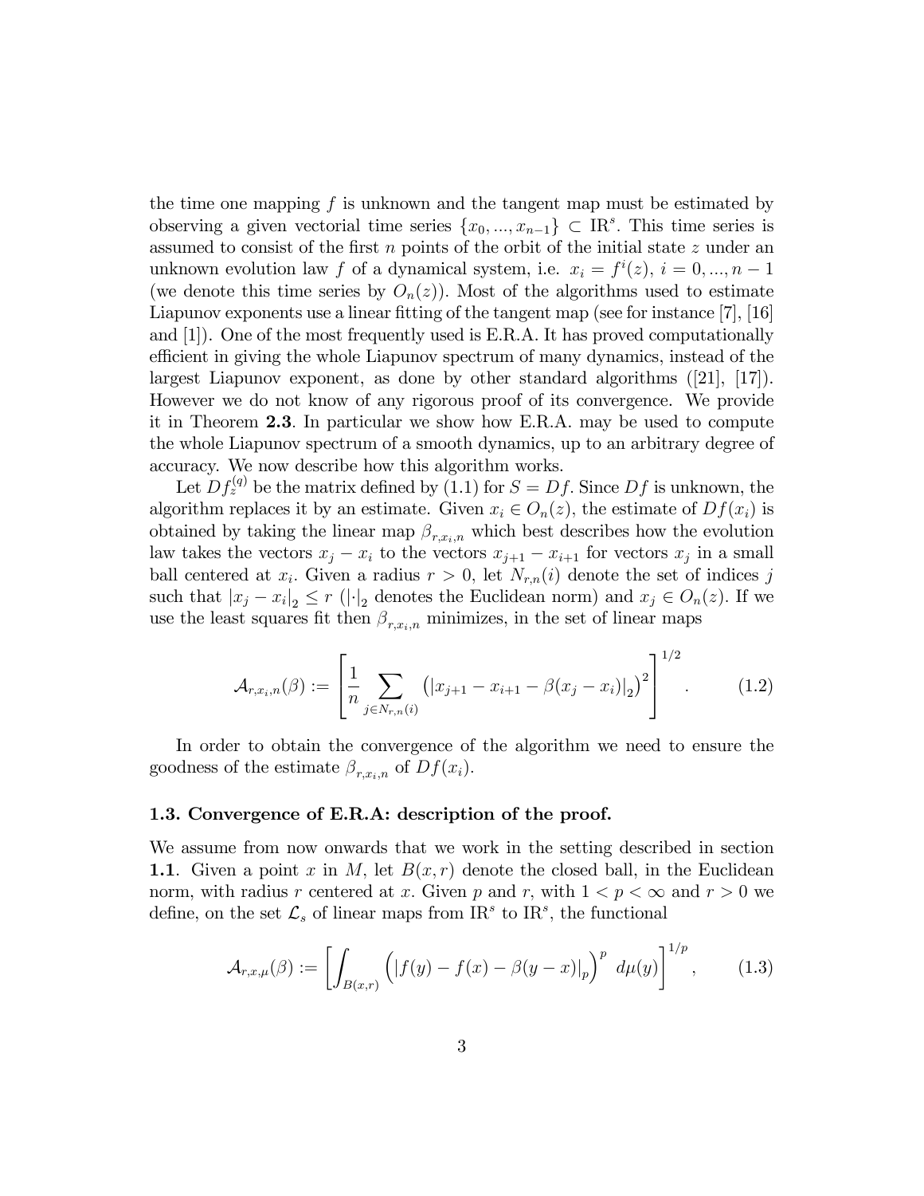the time one mapping $f$ is unknown and the tangent map must be estimated by observing a given vectorial time series $\{x_0, ..., x_{n-1}\} \subset \mathrm{IR}^s$. This time series is assumed to consist of the first $n$ points of the orbit of the initial state $z$ under an unknown evolution law $f$ of a dynamical system, i.e. $x_i = f^i(z)$, $i = 0, ..., n-1$ (we denote this time series by $O_n(z)$). Most of the algorithms used to estimate Liapunov exponents use a linear fitting of the tangent map (see for instance [7], [16] and [1]). One of the most frequently used is E.R.A. It has proved computationally efficient in giving the whole Liapunov spectrum of many dynamics, instead of the largest Liapunov exponent, as done by other standard algorithms ([21], [17]). However we do not know of any rigorous proof of its convergence. We provide it in Theorem **2.3**. In particular we show how E.R.A. may be used to compute the whole Liapunov spectrum of a smooth dynamics, up to an arbitrary degree of accuracy. We now describe how this algorithm works.

Let $Df_z^{(q)}$ be the matrix defined by (1.1) for $S = Df$. Since $Df$ is unknown, the algorithm replaces it by an estimate. Given $x_i \in O_n(z)$, the estimate of $Df(x_i)$ is obtained by taking the linear map $\beta_{r,x_i,n}$ which best describes how the evolution law takes the vectors $x_j - x_i$ to the vectors $x_{j+1} - x_{i+1}$ for vectors $x_j$ in a small ball centered at $x_i$. Given a radius $r > 0$, let $N_{r,n}(i)$ denote the set of indices $j$ such that $|x_j - x_i|_2 \leq r$ ($|\cdot|_2$ denotes the Euclidean norm) and $x_j \in O_n(z)$. If we use the least squares fit then $\beta_{r,x_i,n}$ minimizes, in the set of linear maps

$$\mathcal{A}_{r,x_i,n}(\beta) := \left[ \frac{1}{n} \sum_{j \in N_{r,n}(i)} \left( |x_{j+1} - x_{i+1} - \beta(x_j - x_i)|_2 \right)^2 \right]^{1/2}. \tag{1.2}$$

In order to obtain the convergence of the algorithm we need to ensure the goodness of the estimate $\beta_{r,x_i,n}$ of $Df(x_i)$.

### 1.3. Convergence of E.R.A: description of the proof.

We assume from now onwards that we work in the setting described in section **1.1**. Given a point $x$ in $M$, let $B(x, r)$ denote the closed ball, in the Euclidean norm, with radius $r$ centered at $x$. Given $p$ and $r$, with $1 < p < \infty$ and $r > 0$ we define, on the set $\mathcal{L}_s$ of linear maps from $\mathrm{IR}^s$ to $\mathrm{IR}^s$, the functional

$$\mathcal{A}_{r,x,\mu}(\beta) := \left[ \int_{B(x,r)} \left( |f(y) - f(x) - \beta(y - x)|_p \right)^p \, d\mu(y) \right]^{1/p}, \tag{1.3}$$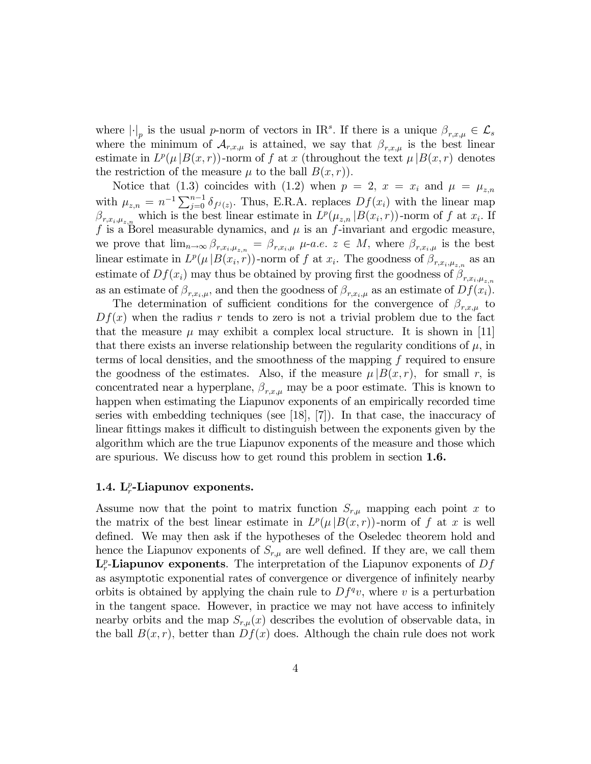where $|\cdot|_p$ is the usual $p$-norm of vectors in $\mathrm{IR}^s$. If there is a unique $\beta_{r,x,\mu} \in \mathcal{L}_s$ where the minimum of $\mathcal{A}_{r,x,\mu}$ is attained, we say that $\beta_{r,x,\mu}$ is the best linear estimate in $L^p(\mu\,|B(x,r))$-norm of $f$ at $x$ (throughout the text $\mu\,|B(x,r)$ denotes the restriction of the measure $\mu$ to the ball $B(x,r)$).

Notice that (1.3) coincides with (1.2) when $p = 2$, $x = x_i$ and $\mu = \mu_{z,n}$ with $\mu_{z,n} = n^{-1}\sum_{j=0}^{n-1}\delta_{f^j(z)}$. Thus, E.R.A. replaces $Df(x_i)$ with the linear map $\beta_{r,x_i,\mu_{z,n}}$ which is the best linear estimate in $L^p(\mu_{z,n}\,|B(x_i,r))$-norm of $f$ at $x_i$. If $f$ is a Borel measurable dynamics, and $\mu$ is an $f$-invariant and ergodic measure, we prove that $\lim_{n\to\infty}\beta_{r,x_i,\mu_{z,n}} = \beta_{r,x_i,\mu}$ $\mu$-*a.e.* $z \in M$, where $\beta_{r,x_i,\mu}$ is the best linear estimate in $L^p(\mu\,|B(x_i,r))$-norm of $f$ at $x_i$. The goodness of $\beta_{r,x_i,\mu_{z,n}}$ as an estimate of $Df(x_i)$ may thus be obtained by proving first the goodness of $\beta_{r,x_i,\mu_{z,n}}$ as an estimate of $\beta_{r,x_i,\mu}$, and then the goodness of $\beta_{r,x_i,\mu}$ as an estimate of $Df(x_i)$.

The determination of sufficient conditions for the convergence of $\beta_{r,x,\mu}$ to $Df(x)$ when the radius $r$ tends to zero is not a trivial problem due to the fact that the measure $\mu$ may exhibit a complex local structure. It is shown in [11] that there exists an inverse relationship between the regularity conditions of $\mu$, in terms of local densities, and the smoothness of the mapping $f$ required to ensure the goodness of the estimates. Also, if the measure $\mu\,|B(x,r)$, for small $r$, is concentrated near a hyperplane, $\beta_{r,x,\mu}$ may be a poor estimate. This is known to happen when estimating the Liapunov exponents of an empirically recorded time series with embedding techniques (see [18], [7]). In that case, the inaccuracy of linear fittings makes it difficult to distinguish between the exponents given by the algorithm which are the true Liapunov exponents of the measure and those which are spurious. We discuss how to get round this problem in section **1.6.**

### 1.4. $\mathbf{L}^p_r$-Liapunov exponents.

Assume now that the point to matrix function $S_{r,\mu}$ mapping each point $x$ to the matrix of the best linear estimate in $L^p(\mu\,|B(x,r))$-norm of $f$ at $x$ is well defined. We may then ask if the hypotheses of the Oseledec theorem hold and hence the Liapunov exponents of $S_{r,\mu}$ are well defined. If they are, we call them $\mathbf{L}^p_r$**-Liapunov exponents**. The interpretation of the Liapunov exponents of $Df$ as asymptotic exponential rates of convergence or divergence of infinitely nearby orbits is obtained by applying the chain rule to $Df^q v$, where $v$ is a perturbation in the tangent space. However, in practice we may not have access to infinitely nearby orbits and the map $S_{r,\mu}(x)$ describes the evolution of observable data, in the ball $B(x,r)$, better than $Df(x)$ does. Although the chain rule does not work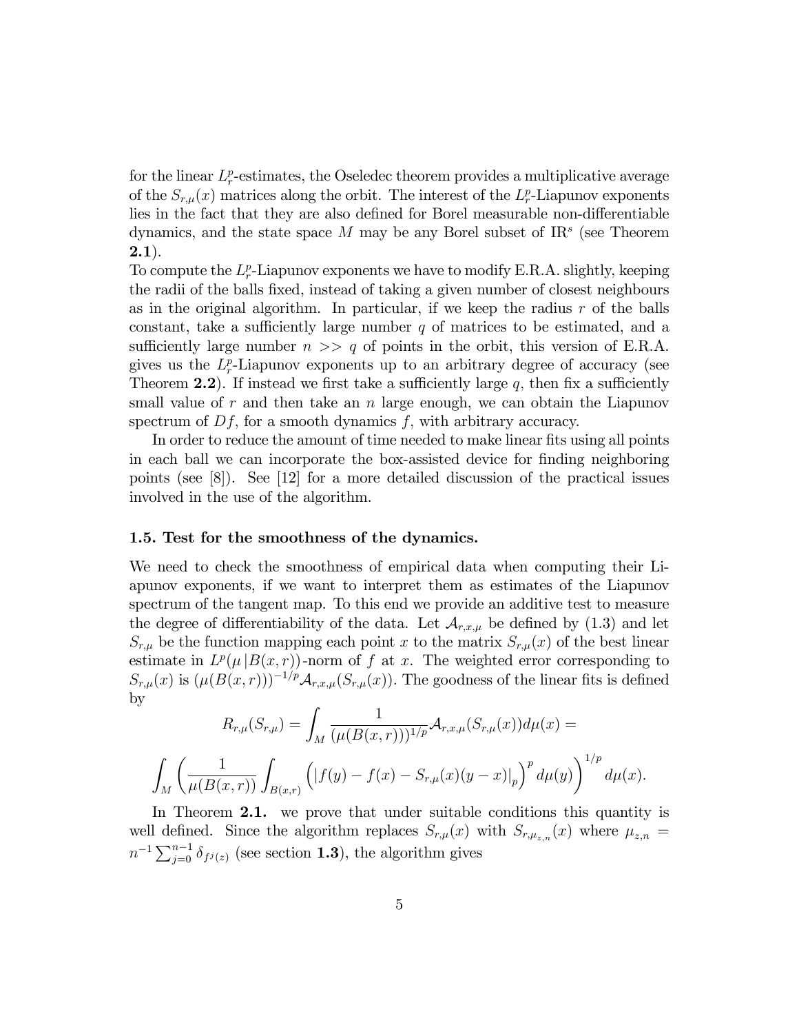for the linear $L^p_r$-estimates, the Oseledec theorem provides a multiplicative average of the $S_{r,\mu}(x)$ matrices along the orbit. The interest of the $L^p_r$-Liapunov exponents lies in the fact that they are also defined for Borel measurable non-differentiable dynamics, and the state space $M$ may be any Borel subset of $\mathbb{R}^s$ (see Theorem **2.1**).

To compute the $L^p_r$-Liapunov exponents we have to modify E.R.A. slightly, keeping the radii of the balls fixed, instead of taking a given number of closest neighbours as in the original algorithm. In particular, if we keep the radius $r$ of the balls constant, take a sufficiently large number $q$ of matrices to be estimated, and a sufficiently large number $n >> q$ of points in the orbit, this version of E.R.A. gives us the $L^p_r$-Liapunov exponents up to an arbitrary degree of accuracy (see Theorem **2.2**). If instead we first take a sufficiently large $q$, then fix a sufficiently small value of $r$ and then take an $n$ large enough, we can obtain the Liapunov spectrum of $Df$, for a smooth dynamics $f$, with arbitrary accuracy.

In order to reduce the amount of time needed to make linear fits using all points in each ball we can incorporate the box-assisted device for finding neighboring points (see [8]). See [12] for a more detailed discussion of the practical issues involved in the use of the algorithm.

### 1.5. Test for the smoothness of the dynamics.

We need to check the smoothness of empirical data when computing their Liapunov exponents, if we want to interpret them as estimates of the Liapunov spectrum of the tangent map. To this end we provide an additive test to measure the degree of differentiability of the data. Let $\mathcal{A}_{r,x,\mu}$ be defined by (1.3) and let $S_{r,\mu}$ be the function mapping each point $x$ to the matrix $S_{r,\mu}(x)$ of the best linear estimate in $L^p(\mu\,|B(x,r))$-norm of $f$ at $x$. The weighted error corresponding to $S_{r,\mu}(x)$ is $(\mu(B(x,r)))^{-1/p}\mathcal{A}_{r,x,\mu}(S_{r,\mu}(x))$. The goodness of the linear fits is defined by

$$R_{r,\mu}(S_{r,\mu}) = \int_M \frac{1}{(\mu(B(x,r)))^{1/p}} \mathcal{A}_{r,x,\mu}(S_{r,\mu}(x))d\mu(x) =$$

$$\int_M \left( \frac{1}{\mu(B(x,r))} \int_{B(x,r)} \Big( |f(y) - f(x) - S_{r,\mu}(x)(y-x)|_p \Big)^p d\mu(y) \right)^{1/p} d\mu(x).$$

In Theorem **2.1.** we prove that under suitable conditions this quantity is well defined. Since the algorithm replaces $S_{r,\mu}(x)$ with $S_{r,\mu_{z,n}}(x)$ where $\mu_{z,n} = n^{-1}\sum_{j=0}^{n-1}\delta_{f^j(z)}$ (see section **1.3**), the algorithm gives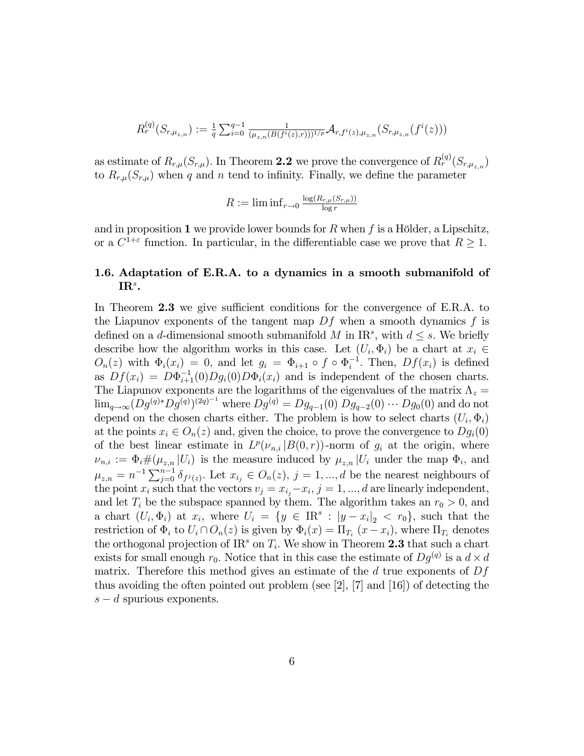$$R_r^{(q)}(S_{r,\mu_{z,n}}) := \frac{1}{q}\sum_{i=0}^{q-1}\frac{1}{(\mu_{z,n}(B(f^i(z),r)))^{1/p}}\mathcal{A}_{r,f^i(z),\mu_{z,n}}(S_{r,\mu_{z,n}}(f^i(z)))$$

as estimate of $R_{r,\mu}(S_{r,\mu})$. In Theorem **2.2** we prove the convergence of $R_r^{(q)}(S_{r,\mu_{z,n}})$ to $R_{r,\mu}(S_{r,\mu})$ when $q$ and $n$ tend to infinity. Finally, we define the parameter

$$R := \liminf_{r\to 0}\frac{\log(R_{r,\mu}(S_{r,\mu}))}{\log r}$$

and in proposition **1** we provide lower bounds for $R$ when $f$ is a Hölder, a Lipschitz, or a $C^{1+\varepsilon}$ function. In particular, in the differentiable case we prove that $R \geq 1$.

### 1.6. Adaptation of E.R.A. to a dynamics in a smooth submanifold of $\mathrm{IR}^s$.

In Theorem **2.3** we give sufficient conditions for the convergence of E.R.A. to the Liapunov exponents of the tangent map $Df$ when a smooth dynamics $f$ is defined on a $d$-dimensional smooth submanifold $M$ in $\mathrm{IR}^s$, with $d \leq s$. We briefly describe how the algorithm works in this case. Let $(U_i, \Phi_i)$ be a chart at $x_i \in O_n(z)$ with $\Phi_i(x_i) = 0$, and let $g_i = \Phi_{i+1} \circ f \circ \Phi_i^{-1}$. Then, $Df(x_i)$ is defined as $Df(x_i) = D\Phi_{i+1}^{-1}(0)Dg_i(0)D\Phi_i(x_i)$ and is independent of the chosen charts. The Liapunov exponents are the logarithms of the eigenvalues of the matrix $\Lambda_z = \lim_{q\to\infty}(Dg^{(q)*}Dg^{(q)})^{(2q)^{-1}}$ where $Dg^{(q)} = Dg_{q-1}(0)\, Dg_{q-2}(0) \cdots Dg_0(0)$ and do not depend on the chosen charts either. The problem is how to select charts $(U_i, \Phi_i)$ at the points $x_i \in O_n(z)$ and, given the choice, to prove the convergence to $Dg_i(0)$ of the best linear estimate in $L^p(\nu_{n,i}|B(0,r))$-norm of $g_i$ at the origin, where $\nu_{n,i} := \Phi_i\#(\mu_{z,n}|U_i)$ is the measure induced by $\mu_{z,n}|U_i$ under the map $\Phi_i$, and $\mu_{z,n} = n^{-1}\sum_{j=0}^{n-1}\delta_{f^j(z)}$. Let $x_{i_j} \in O_n(z)$, $j = 1, ..., d$ be the nearest neighbours of the point $x_i$ such that the vectors $v_j = x_{i_j} - x_i$, $j = 1, ..., d$ are linearly independent, and let $T_i$ be the subspace spanned by them. The algorithm takes an $r_0 > 0$, and a chart $(U_i, \Phi_i)$ at $x_i$, where $U_i = \{y \in \mathrm{IR}^s : |y - x_i|_2 < r_0\}$, such that the restriction of $\Phi_i$ to $U_i \cap O_n(z)$ is given by $\Phi_i(x) = \Pi_{T_i}(x - x_i)$, where $\Pi_{T_i}$ denotes the orthogonal projection of $\mathrm{IR}^s$ on $T_i$. We show in Theorem **2.3** that such a chart exists for small enough $r_0$. Notice that in this case the estimate of $Dg^{(q)}$ is a $d \times d$ matrix. Therefore this method gives an estimate of the $d$ true exponents of $Df$ thus avoiding the often pointed out problem (see [2], [7] and [16]) of detecting the $s - d$ spurious exponents.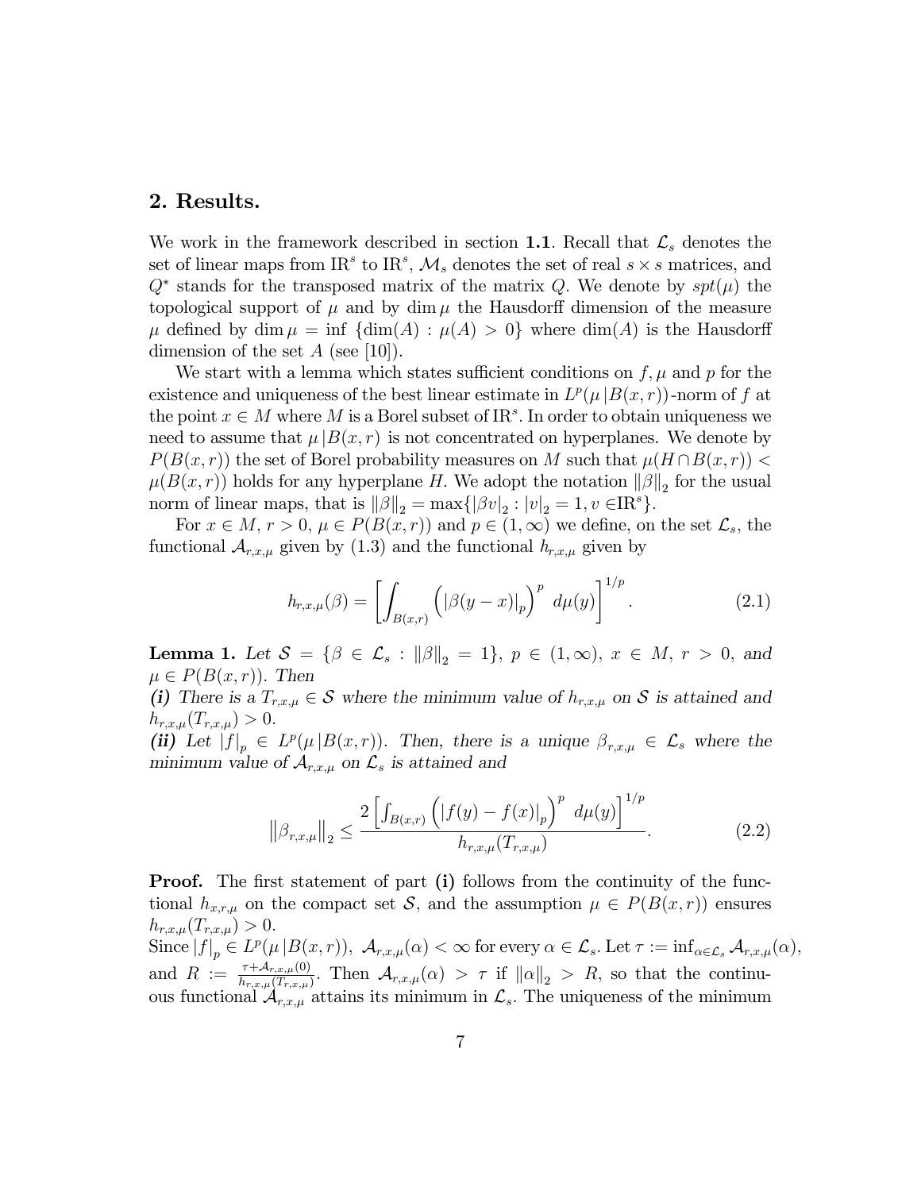## 2. Results.

We work in the framework described in section **1.1**. Recall that $\mathcal{L}_s$ denotes the set of linear maps from $\mathrm{IR}^s$ to $\mathrm{IR}^s$, $\mathcal{M}_s$ denotes the set of real $s \times s$ matrices, and $Q^*$ stands for the transposed matrix of the matrix $Q$. We denote by $spt(\mu)$ the topological support of $\mu$ and by $\dim \mu$ the Hausdorff dimension of the measure $\mu$ defined by $\dim \mu = \inf \{\dim(A) : \mu(A) > 0\}$ where $\dim(A)$ is the Hausdorff dimension of the set $A$ (see [10]).

We start with a lemma which states sufficient conditions on $f, \mu$ and $p$ for the existence and uniqueness of the best linear estimate in $L^p(\mu\,|B(x,r))$-norm of $f$ at the point $x \in M$ where $M$ is a Borel subset of $\mathrm{IR}^s$. In order to obtain uniqueness we need to assume that $\mu\,|B(x,r)$ is not concentrated on hyperplanes. We denote by $P(B(x,r))$ the set of Borel probability measures on $M$ such that $\mu(H \cap B(x,r)) < \mu(B(x,r))$ holds for any hyperplane $H$. We adopt the notation $\|\beta\|_2$ for the usual norm of linear maps, that is $\|\beta\|_2 = \max\{|\beta v|_2 : |v|_2 = 1, v \in \mathrm{IR}^s\}$.

For $x \in M$, $r > 0$, $\mu \in P(B(x,r))$ and $p \in (1, \infty)$ we define, on the set $\mathcal{L}_s$, the functional $\mathcal{A}_{r,x,\mu}$ given by (1.3) and the functional $h_{r,x,\mu}$ given by

$$h_{r,x,\mu}(\beta) = \left[ \int_{B(x,r)} \left( |\beta(y-x)|_p \right)^p \, d\mu(y) \right]^{1/p}. \tag{2.1}$$

**Lemma 1.** *Let $\mathcal{S} = \{\beta \in \mathcal{L}_s : \|\beta\|_2 = 1\}$, $p \in (1, \infty)$, $x \in M$, $r > 0$, and $\mu \in P(B(x,r))$. Then*
***(i)*** *There is a $T_{r,x,\mu} \in \mathcal{S}$ where the minimum value of $h_{r,x,\mu}$ on $\mathcal{S}$ is attained and $h_{r,x,\mu}(T_{r,x,\mu}) > 0$.*
***(ii)*** *Let $|f|_p \in L^p(\mu\,|B(x,r))$. Then, there is a unique $\beta_{r,x,\mu} \in \mathcal{L}_s$ where the minimum value of $\mathcal{A}_{r,x,\mu}$ on $\mathcal{L}_s$ is attained and*

$$\|\beta_{r,x,\mu}\|_2 \leq \frac{2 \left[ \int_{B(x,r)} \left( |f(y) - f(x)|_p \right)^p \, d\mu(y) \right]^{1/p}}{h_{r,x,\mu}(T_{r,x,\mu})}. \tag{2.2}$$

**Proof.** The first statement of part **(i)** follows from the continuity of the functional $h_{x,r,\mu}$ on the compact set $\mathcal{S}$, and the assumption $\mu \in P(B(x,r))$ ensures $h_{r,x,\mu}(T_{r,x,\mu}) > 0$.
Since $|f|_p \in L^p(\mu\,|B(x,r))$, $\mathcal{A}_{r,x,\mu}(\alpha) < \infty$ for every $\alpha \in \mathcal{L}_s$. Let $\tau := \inf_{\alpha \in \mathcal{L}_s} \mathcal{A}_{r,x,\mu}(\alpha)$, and $R := \frac{\tau + \mathcal{A}_{r,x,\mu}(0)}{h_{r,x,\mu}(T_{r,x,\mu})}$. Then $\mathcal{A}_{r,x,\mu}(\alpha) > \tau$ if $\|\alpha\|_2 > R$, so that the continuous functional $\mathcal{A}_{r,x,\mu}$ attains its minimum in $\mathcal{L}_s$. The uniqueness of the minimum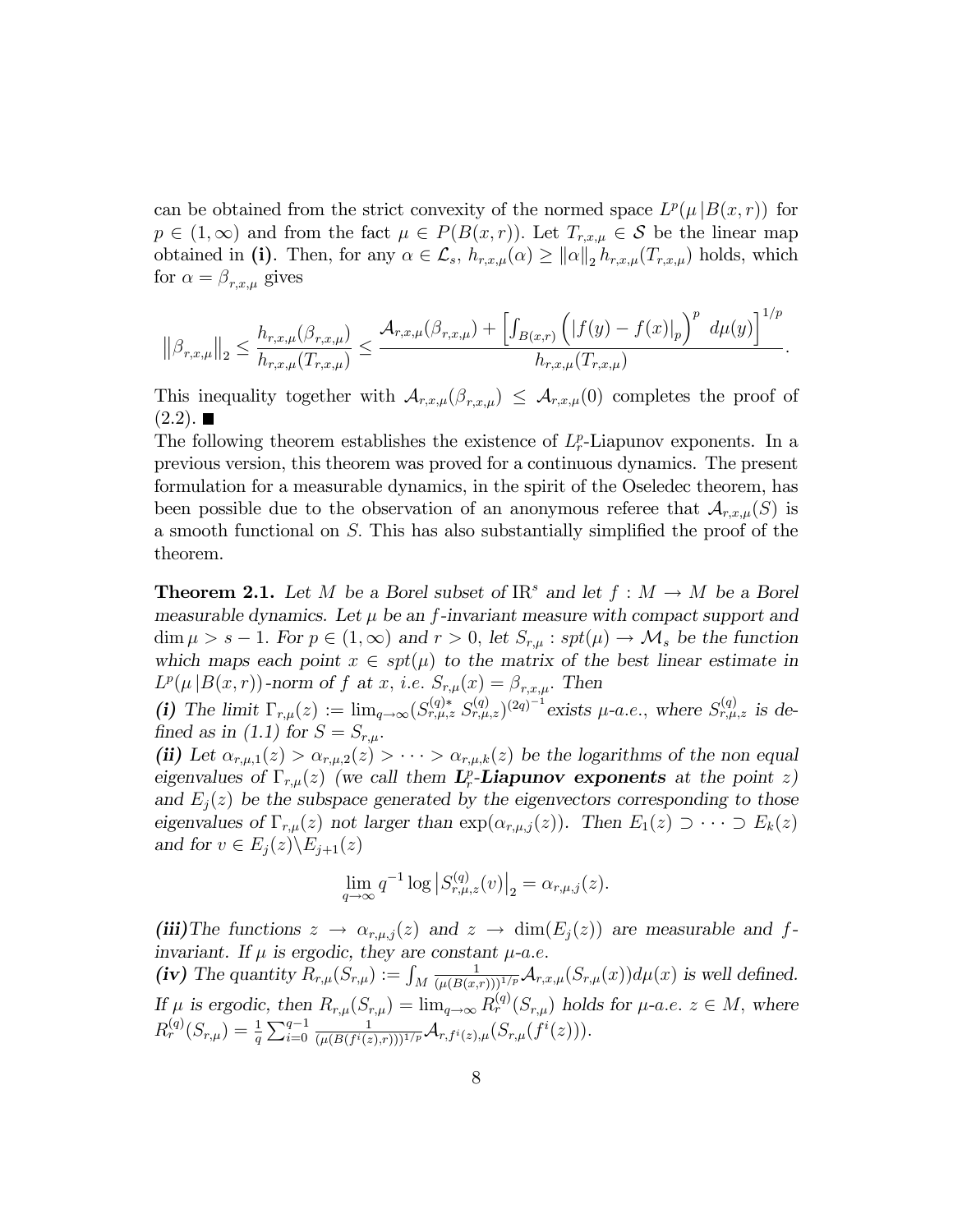can be obtained from the strict convexity of the normed space $L^p(\mu\,|B(x,r))$ for $p \in (1,\infty)$ and from the fact $\mu \in P(B(x,r))$. Let $T_{r,x,\mu} \in \mathcal{S}$ be the linear map obtained in **(i)**. Then, for any $\alpha \in \mathcal{L}_s$, $h_{r,x,\mu}(\alpha) \geq \|\alpha\|_2\, h_{r,x,\mu}(T_{r,x,\mu})$ holds, which for $\alpha = \beta_{r,x,\mu}$ gives

$$\left\|\beta_{r,x,\mu}\right\|_2 \leq \frac{h_{r,x,\mu}(\beta_{r,x,\mu})}{h_{r,x,\mu}(T_{r,x,\mu})} \leq \frac{\mathcal{A}_{r,x,\mu}(\beta_{r,x,\mu}) + \left[\int_{B(x,r)} \left(|f(y)-f(x)|_p\right)^p \; d\mu(y)\right]^{1/p}}{h_{r,x,\mu}(T_{r,x,\mu})}.$$

This inequality together with $\mathcal{A}_{r,x,\mu}(\beta_{r,x,\mu}) \leq \mathcal{A}_{r,x,\mu}(0)$ completes the proof of (2.2). ∎

The following theorem establishes the existence of $L^p_r$-Liapunov exponents. In a previous version, this theorem was proved for a continuous dynamics. The present formulation for a measurable dynamics, in the spirit of the Oseledec theorem, has been possible due to the observation of an anonymous referee that $\mathcal{A}_{r,x,\mu}(S)$ is a smooth functional on $S$. This has also substantially simplified the proof of the theorem.

**Theorem 2.1.** *Let $M$ be a Borel subset of $\mathrm{I\!R}^s$ and let $f : M \to M$ be a Borel measurable dynamics. Let $\mu$ be an $f$-invariant measure with compact support and $\dim \mu > s-1$. For $p \in (1,\infty)$ and $r > 0$, let $S_{r,\mu} : spt(\mu) \to \mathcal{M}_s$ be the function which maps each point $x \in spt(\mu)$ to the matrix of the best linear estimate in $L^p(\mu\,|B(x,r))$-norm of $f$ at $x$, i.e. $S_{r,\mu}(x) = \beta_{r,x,\mu}$. Then*

***(i)*** *The limit $\Gamma_{r,\mu}(z) := \lim_{q\to\infty}(S^{(q)*}_{r,\mu,z}\, S^{(q)}_{r,\mu,z})^{(2q)^{-1}}$ exists $\mu$-a.e., where $S^{(q)}_{r,\mu,z}$ is defined as in (1.1) for $S = S_{r,\mu}$.*

***(ii)*** *Let $\alpha_{r,\mu,1}(z) > \alpha_{r,\mu,2}(z) > \cdots > \alpha_{r,\mu,k}(z)$ be the logarithms of the non equal eigenvalues of $\Gamma_{r,\mu}(z)$ (we call them **$L^p_r$-Liapunov exponents** at the point $z$) and $E_j(z)$ be the subspace generated by the eigenvectors corresponding to those eigenvalues of $\Gamma_{r,\mu}(z)$ not larger than $\exp(\alpha_{r,\mu,j}(z))$. Then $E_1(z) \supset \cdots \supset E_k(z)$ and for $v \in E_j(z)\backslash E_{j+1}(z)$*

$$\lim_{q\to\infty} q^{-1} \log \left|S^{(q)}_{r,\mu,z}(v)\right|_2 = \alpha_{r,\mu,j}(z).$$

***(iii)*** *The functions $z \to \alpha_{r,\mu,j}(z)$ and $z \to \dim(E_j(z))$ are measurable and $f$-invariant. If $\mu$ is ergodic, they are constant $\mu$-a.e.*

***(iv)*** *The quantity $R_{r,\mu}(S_{r,\mu}) := \int_M \frac{1}{(\mu(B(x,r)))^{1/p}} \mathcal{A}_{r,x,\mu}(S_{r,\mu}(x)) d\mu(x)$ is well defined. If $\mu$ is ergodic, then $R_{r,\mu}(S_{r,\mu}) = \lim_{q\to\infty} R^{(q)}_r(S_{r,\mu})$ holds for $\mu$-a.e. $z \in M$, where $R^{(q)}_r(S_{r,\mu}) = \frac{1}{q}\sum_{i=0}^{q-1} \frac{1}{(\mu(B(f^i(z),r)))^{1/p}} \mathcal{A}_{r,f^i(z),\mu}(S_{r,\mu}(f^i(z)))$.*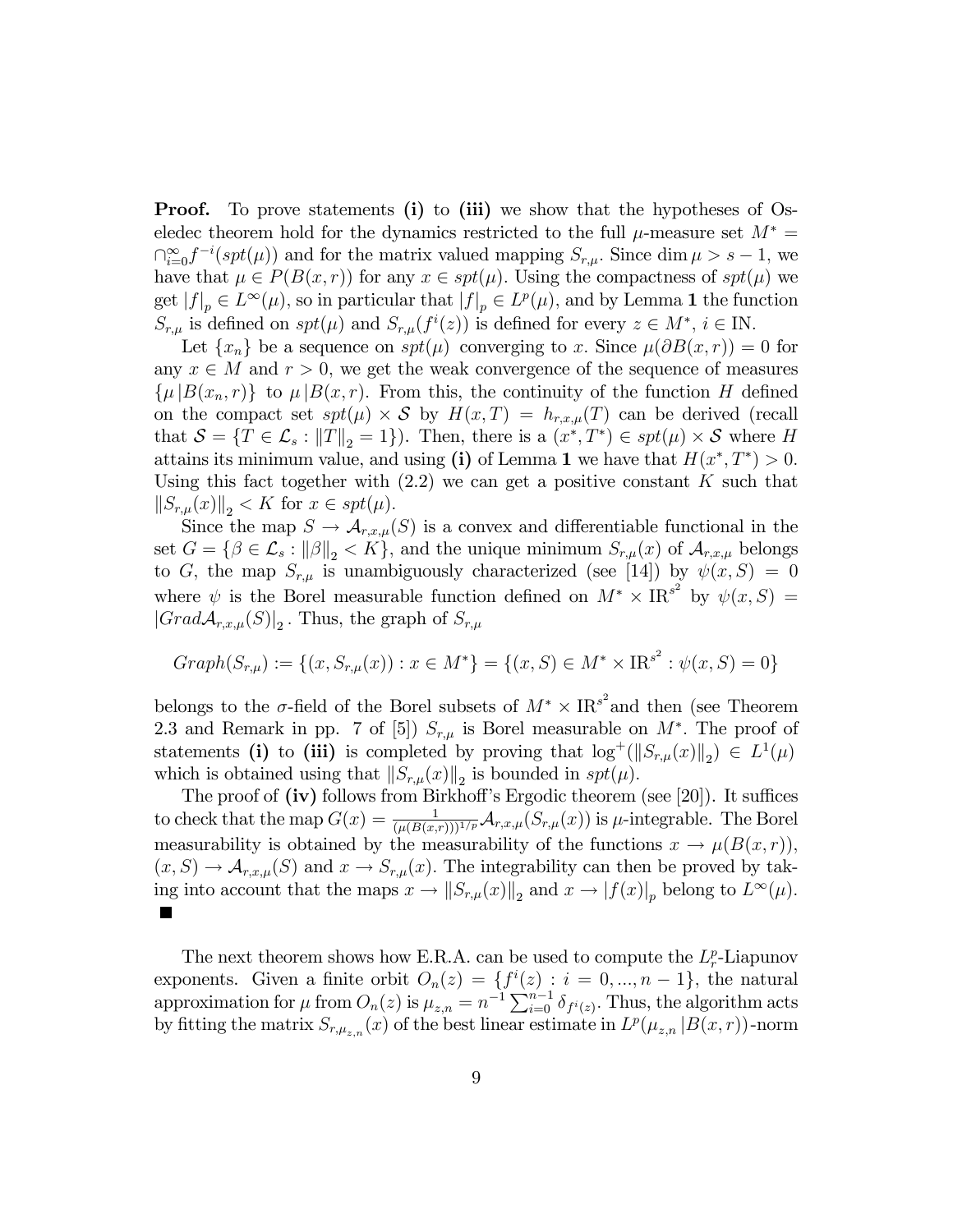**Proof.** To prove statements **(i)** to **(iii)** we show that the hypotheses of Oseledec theorem hold for the dynamics restricted to the full $\mu$-measure set $M^* = \cap_{i=0}^{\infty} f^{-i}(spt(\mu))$ and for the matrix valued mapping $S_{r,\mu}$. Since $\dim \mu > s-1$, we have that $\mu \in P(B(x,r))$ for any $x \in spt(\mu)$. Using the compactness of $spt(\mu)$ we get $|f|_p \in L^\infty(\mu)$, so in particular that $|f|_p \in L^p(\mu)$, and by Lemma **1** the function $S_{r,\mu}$ is defined on $spt(\mu)$ and $S_{r,\mu}(f^i(z))$ is defined for every $z \in M^*$, $i \in \mathrm{I\!N}$.

Let $\{x_n\}$ be a sequence on $spt(\mu)$ converging to $x$. Since $\mu(\partial B(x,r)) = 0$ for any $x \in M$ and $r > 0$, we get the weak convergence of the sequence of measures $\{\mu \lfloor B(x_n, r)\}$ to $\mu \lfloor B(x,r)$. From this, the continuity of the function $H$ defined on the compact set $spt(\mu) \times \mathcal{S}$ by $H(x,T) = h_{r,x,\mu}(T)$ can be derived (recall that $\mathcal{S} = \{T \in \mathcal{L}_s : \|T\|_2 = 1\}$). Then, there is a $(x^*, T^*) \in spt(\mu) \times \mathcal{S}$ where $H$ attains its minimum value, and using **(i)** of Lemma **1** we have that $H(x^*, T^*) > 0$. Using this fact together with (2.2) we can get a positive constant $K$ such that $\|S_{r,\mu}(x)\|_2 < K$ for $x \in spt(\mu)$.

Since the map $S \to \mathcal{A}_{r,x,\mu}(S)$ is a convex and differentiable functional in the set $G = \{\beta \in \mathcal{L}_s : \|\beta\|_2 < K\}$, and the unique minimum $S_{r,\mu}(x)$ of $\mathcal{A}_{r,x,\mu}$ belongs to $G$, the map $S_{r,\mu}$ is unambiguously characterized (see [14]) by $\psi(x,S) = 0$ where $\psi$ is the Borel measurable function defined on $M^* \times \mathrm{I\!R}^{s^2}$ by $\psi(x,S) = |Grad\mathcal{A}_{r,x,\mu}(S)|_2$. Thus, the graph of $S_{r,\mu}$

$$Graph(S_{r,\mu}) := \{(x, S_{r,\mu}(x)) : x \in M^*\} = \{(x,S) \in M^* \times \mathrm{I\!R}^{s^2} : \psi(x,S) = 0\}$$

belongs to the $\sigma$-field of the Borel subsets of $M^* \times \mathrm{I\!R}^{s^2}$ and then (see Theorem 2.3 and Remark in pp. 7 of [5]) $S_{r,\mu}$ is Borel measurable on $M^*$. The proof of statements **(i)** to **(iii)** is completed by proving that $\log^+(\|S_{r,\mu}(x)\|_2) \in L^1(\mu)$ which is obtained using that $\|S_{r,\mu}(x)\|_2$ is bounded in $spt(\mu)$.

The proof of **(iv)** follows from Birkhoff's Ergodic theorem (see [20]). It suffices to check that the map $G(x) = \frac{1}{(\mu(B(x,r)))^{1/p}} \mathcal{A}_{r,x,\mu}(S_{r,\mu}(x))$ is $\mu$-integrable. The Borel measurability is obtained by the measurability of the functions $x \to \mu(B(x,r))$, $(x,S) \to \mathcal{A}_{r,x,\mu}(S)$ and $x \to S_{r,\mu}(x)$. The integrability can then be proved by taking into account that the maps $x \to \|S_{r,\mu}(x)\|_2$ and $x \to |f(x)|_p$ belong to $L^\infty(\mu)$. ■

The next theorem shows how E.R.A. can be used to compute the $L^p_r$-Liapunov exponents. Given a finite orbit $O_n(z) = \{f^i(z) : i = 0, ..., n-1\}$, the natural approximation for $\mu$ from $O_n(z)$ is $\mu_{z,n} = n^{-1} \sum_{i=0}^{n-1} \delta_{f^i(z)}$. Thus, the algorithm acts by fitting the matrix $S_{r,\mu_{z,n}}(x)$ of the best linear estimate in $L^p(\mu_{z,n} \lfloor B(x,r))$-norm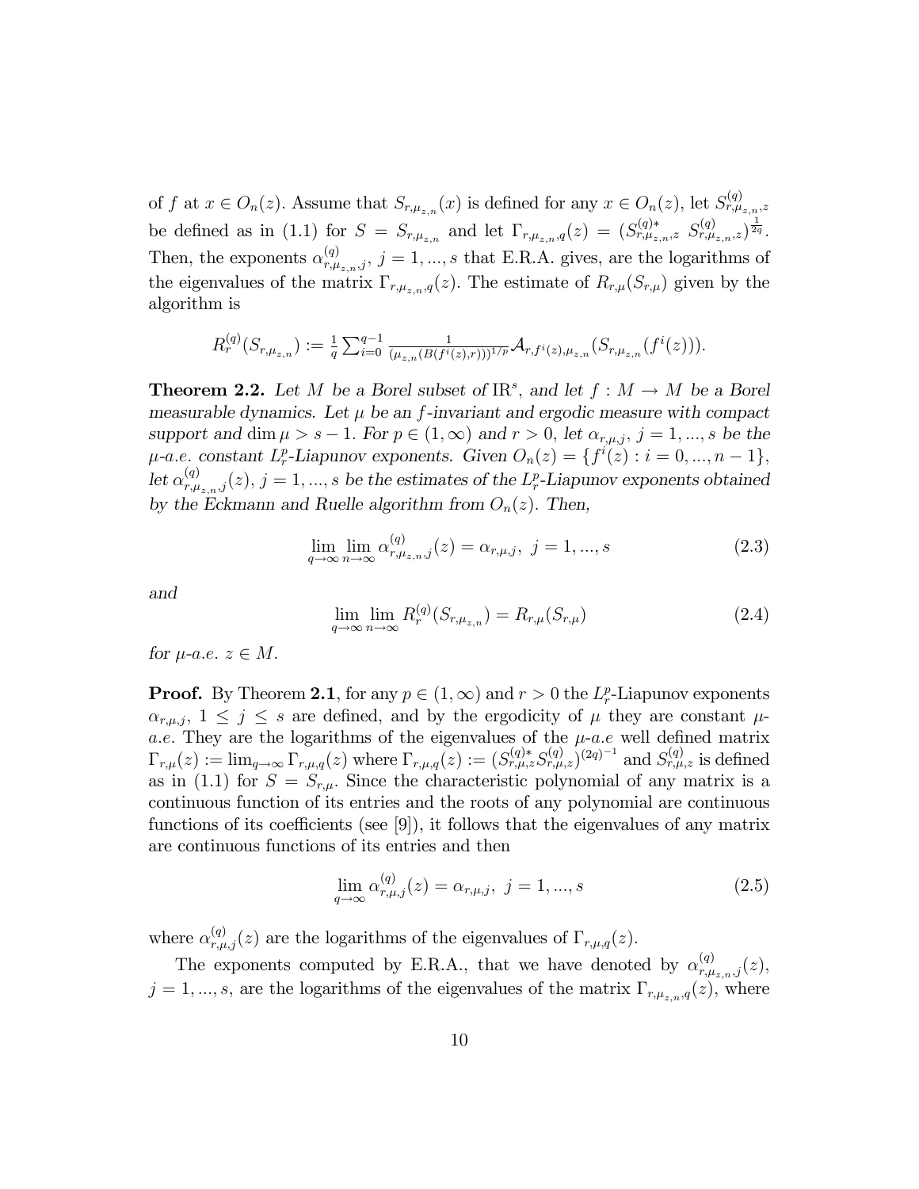of $f$ at $x \in O_n(z)$. Assume that $S_{r,\mu_{z,n}}(x)$ is defined for any $x \in O_n(z)$, let $S^{(q)}_{r,\mu_{z,n},z}$ be defined as in (1.1) for $S = S_{r,\mu_{z,n}}$ and let $\Gamma_{r,\mu_{z,n},q}(z) = (S^{(q)*}_{r,\mu_{z,n},z}\ S^{(q)}_{r,\mu_{z,n},z})^{\frac{1}{2q}}$. Then, the exponents $\alpha^{(q)}_{r,\mu_{z,n},j}$, $j = 1, ..., s$ that E.R.A. gives, are the logarithms of the eigenvalues of the matrix $\Gamma_{r,\mu_{z,n},q}(z)$. The estimate of $R_{r,\mu}(S_{r,\mu})$ given by the algorithm is

$$R^{(q)}_r(S_{r,\mu_{z,n}}) := \tfrac{1}{q}\sum_{i=0}^{q-1} \tfrac{1}{(\mu_{z,n}(B(f^i(z),r)))^{1/p}} \mathcal{A}_{r,f^i(z),\mu_{z,n}}(S_{r,\mu_{z,n}}(f^i(z))).$$

**Theorem 2.2.** *Let $M$ be a Borel subset of $\mathrm{IR}^s$, and let $f : M \to M$ be a Borel measurable dynamics. Let $\mu$ be an $f$-invariant and ergodic measure with compact support and $\dim \mu > s - 1$. For $p \in (1, \infty)$ and $r > 0$, let $\alpha_{r,\mu,j}$, $j = 1, ..., s$ be the $\mu$-a.e. constant $L^p_r$-Liapunov exponents. Given $O_n(z) = \{f^i(z) : i = 0, ..., n-1\}$, let $\alpha^{(q)}_{r,\mu_{z,n},j}(z)$, $j = 1, ..., s$ be the estimates of the $L^p_r$-Liapunov exponents obtained by the Eckmann and Ruelle algorithm from $O_n(z)$. Then,*

$$\lim_{q\to\infty}\lim_{n\to\infty} \alpha^{(q)}_{r,\mu_{z,n},j}(z) = \alpha_{r,\mu,j},\ j = 1, ..., s \tag{2.3}$$

*and*

$$\lim_{q\to\infty}\lim_{n\to\infty} R^{(q)}_r(S_{r,\mu_{z,n}}) = R_{r,\mu}(S_{r,\mu}) \tag{2.4}$$

*for $\mu$-a.e. $z \in M$.*

**Proof.** By Theorem **2.1**, for any $p \in (1, \infty)$ and $r > 0$ the $L^p_r$-Liapunov exponents $\alpha_{r,\mu,j}$, $1 \le j \le s$ are defined, and by the ergodicity of $\mu$ they are constant $\mu$-*a.e.* They are the logarithms of the eigenvalues of the $\mu$-*a.e* well defined matrix $\Gamma_{r,\mu}(z) := \lim_{q\to\infty} \Gamma_{r,\mu,q}(z)$ where $\Gamma_{r,\mu,q}(z) := (S^{(q)*}_{r,\mu,z} S^{(q)}_{r,\mu,z})^{(2q)^{-1}}$ and $S^{(q)}_{r,\mu,z}$ is defined as in (1.1) for $S = S_{r,\mu}$. Since the characteristic polynomial of any matrix is a continuous function of its entries and the roots of any polynomial are continuous functions of its coefficients (see [9]), it follows that the eigenvalues of any matrix are continuous functions of its entries and then

$$\lim_{q\to\infty} \alpha^{(q)}_{r,\mu,j}(z) = \alpha_{r,\mu,j},\ j = 1, ..., s \tag{2.5}$$

where $\alpha^{(q)}_{r,\mu,j}(z)$ are the logarithms of the eigenvalues of $\Gamma_{r,\mu,q}(z)$.

The exponents computed by E.R.A., that we have denoted by $\alpha^{(q)}_{r,\mu_{z,n},j}(z)$, $j = 1, ..., s$, are the logarithms of the eigenvalues of the matrix $\Gamma_{r,\mu_{z,n},q}(z)$, where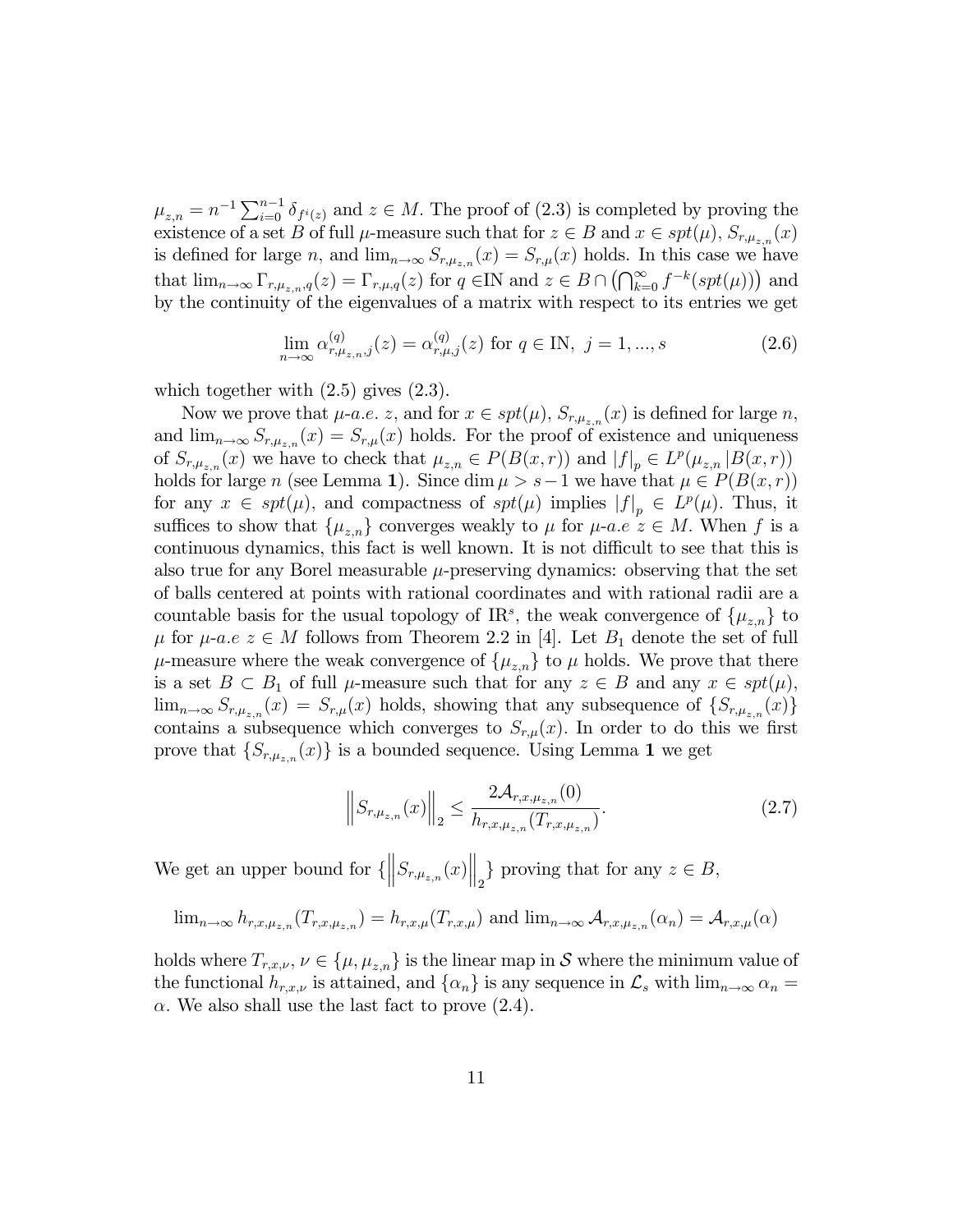$\mu_{z,n} = n^{-1}\sum_{i=0}^{n-1}\delta_{f^i(z)}$ and $z \in M$. The proof of (2.3) is completed by proving the existence of a set $B$ of full $\mu$-measure such that for $z \in B$ and $x \in spt(\mu)$, $S_{r,\mu_{z,n}}(x)$ is defined for large $n$, and $\lim_{n\to\infty} S_{r,\mu_{z,n}}(x) = S_{r,\mu}(x)$ holds. In this case we have that $\lim_{n\to\infty}\Gamma_{r,\mu_{z,n},q}(z) = \Gamma_{r,\mu,q}(z)$ for $q \in \mathbb{N}$ and $z \in B \cap \left(\bigcap_{k=0}^{\infty} f^{-k}(spt(\mu))\right)$ and by the continuity of the eigenvalues of a matrix with respect to its entries we get

$$\lim_{n\to\infty}\alpha^{(q)}_{r,\mu_{z,n},j}(z) = \alpha^{(q)}_{r,\mu,j}(z) \text{ for } q \in \mathbb{N},\ j = 1,...,s \tag{2.6}$$

which together with (2.5) gives (2.3).

Now we prove that $\mu$-*a.e.* $z$, and for $x \in spt(\mu)$, $S_{r,\mu_{z,n}}(x)$ is defined for large $n$, and $\lim_{n\to\infty} S_{r,\mu_{z,n}}(x) = S_{r,\mu}(x)$ holds. For the proof of existence and uniqueness of $S_{r,\mu_{z,n}}(x)$ we have to check that $\mu_{z,n} \in P(B(x,r))$ and $|f|_p \in L^p(\mu_{z,n}|B(x,r))$ holds for large $n$ (see Lemma **1**). Since $\dim\mu > s-1$ we have that $\mu \in P(B(x,r))$ for any $x \in spt(\mu)$, and compactness of $spt(\mu)$ implies $|f|_p \in L^p(\mu)$. Thus, it suffices to show that $\{\mu_{z,n}\}$ converges weakly to $\mu$ for $\mu$-*a.e* $z \in M$. When $f$ is a continuous dynamics, this fact is well known. It is not difficult to see that this is also true for any Borel measurable $\mu$-preserving dynamics: observing that the set of balls centered at points with rational coordinates and with rational radii are a countable basis for the usual topology of $\mathbb{R}^s$, the weak convergence of $\{\mu_{z,n}\}$ to $\mu$ for $\mu$-*a.e* $z \in M$ follows from Theorem 2.2 in [4]. Let $B_1$ denote the set of full $\mu$-measure where the weak convergence of $\{\mu_{z,n}\}$ to $\mu$ holds. We prove that there is a set $B \subset B_1$ of full $\mu$-measure such that for any $z \in B$ and any $x \in spt(\mu)$, $\lim_{n\to\infty} S_{r,\mu_{z,n}}(x) = S_{r,\mu}(x)$ holds, showing that any subsequence of $\{S_{r,\mu_{z,n}}(x)\}$ contains a subsequence which converges to $S_{r,\mu}(x)$. In order to do this we first prove that $\{S_{r,\mu_{z,n}}(x)\}$ is a bounded sequence. Using Lemma **1** we get

$$\left\|S_{r,\mu_{z,n}}(x)\right\|_2 \le \frac{2\mathcal{A}_{r,x,\mu_{z,n}}(0)}{h_{r,x,\mu_{z,n}}(T_{r,x,\mu_{z,n}})}. \tag{2.7}$$

We get an upper bound for $\{\left\|S_{r,\mu_{z,n}}(x)\right\|_2\}$ proving that for any $z \in B$,

$$\lim_{n\to\infty} h_{r,x,\mu_{z,n}}(T_{r,x,\mu_{z,n}}) = h_{r,x,\mu}(T_{r,x,\mu}) \text{ and } \lim_{n\to\infty}\mathcal{A}_{r,x,\mu_{z,n}}(\alpha_n) = \mathcal{A}_{r,x,\mu}(\alpha)$$

holds where $T_{r,x,\nu}$, $\nu \in \{\mu, \mu_{z,n}\}$ is the linear map in $\mathcal{S}$ where the minimum value of the functional $h_{r,x,\nu}$ is attained, and $\{\alpha_n\}$ is any sequence in $\mathcal{L}_s$ with $\lim_{n\to\infty}\alpha_n = \alpha$. We also shall use the last fact to prove (2.4).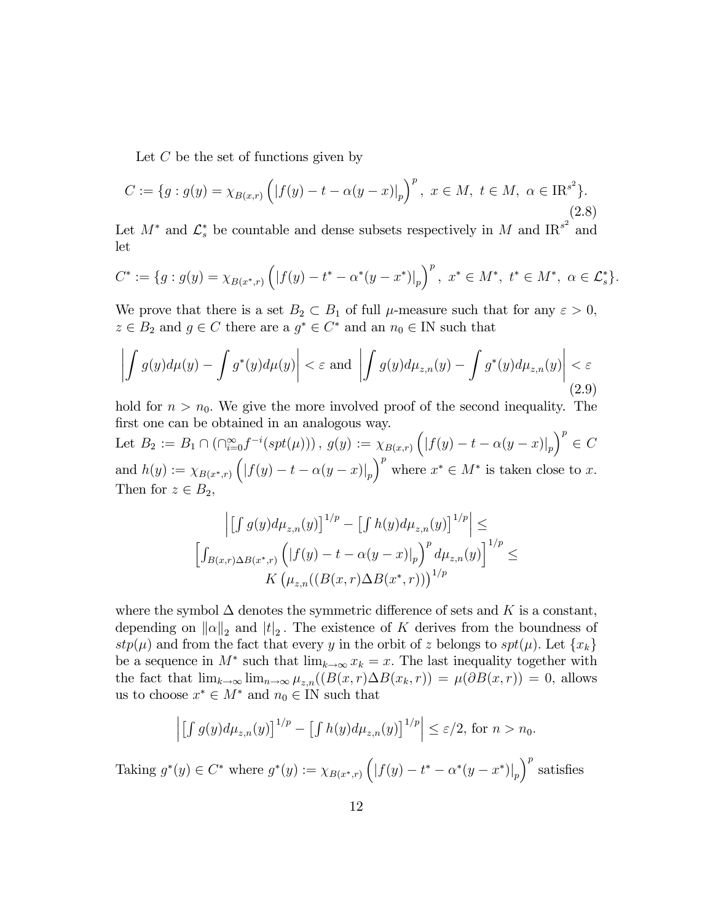Let $C$ be the set of functions given by

$$C := \{g : g(y) = \chi_{B(x,r)} \left( |f(y) - t - \alpha(y-x)|_p \right)^p,\ x \in M,\ t \in M,\ \alpha \in \mathrm{IR}^{s^2} \}. \tag{2.8}$$

Let $M^*$ and $\mathcal{L}_s^*$ be countable and dense subsets respectively in $M$ and $\mathrm{IR}^{s^2}$ and let

$$C^* := \{g : g(y) = \chi_{B(x^*,r)} \left( |f(y) - t^* - \alpha^*(y-x^*)|_p \right)^p,\ x^* \in M^*,\ t^* \in M^*,\ \alpha \in \mathcal{L}_s^* \}.$$

We prove that there is a set $B_2 \subset B_1$ of full $\mu$-measure such that for any $\varepsilon > 0$, $z \in B_2$ and $g \in C$ there are a $g^* \in C^*$ and an $n_0 \in \mathrm{IN}$ such that

$$\left| \int g(y) d\mu(y) - \int g^*(y) d\mu(y) \right| < \varepsilon \text{ and } \left| \int g(y) d\mu_{z,n}(y) - \int g^*(y) d\mu_{z,n}(y) \right| < \varepsilon \tag{2.9}$$

hold for $n > n_0$. We give the more involved proof of the second inequality. The first one can be obtained in an analogous way.

Let $B_2 := B_1 \cap \left( \cap_{i=0}^{\infty} f^{-i}(spt(\mu)) \right)$, $g(y) := \chi_{B(x,r)} \left( |f(y) - t - \alpha(y-x)|_p \right)^p \in C$ and $h(y) := \chi_{B(x^*,r)} \left( |f(y) - t - \alpha(y-x)|_p \right)^p$ where $x^* \in M^*$ is taken close to $x$. Then for $z \in B_2$,

$$\begin{gathered}
\left| \left[ \int g(y) d\mu_{z,n}(y) \right]^{1/p} - \left[ \int h(y) d\mu_{z,n}(y) \right]^{1/p} \right| \leq \\
\left[ \int_{B(x,r) \Delta B(x^*,r)} \left( |f(y) - t - \alpha(y-x)|_p \right)^p d\mu_{z,n}(y) \right]^{1/p} \leq \\
K \left( \mu_{z,n}((B(x,r) \Delta B(x^*,r)) \right)^{1/p}
\end{gathered}$$

where the symbol $\Delta$ denotes the symmetric difference of sets and $K$ is a constant, depending on $\|\alpha\|_2$ and $|t|_2$. The existence of $K$ derives from the boundness of $stp(\mu)$ and from the fact that every $y$ in the orbit of $z$ belongs to $spt(\mu)$. Let $\{x_k\}$ be a sequence in $M^*$ such that $\lim_{k\to\infty} x_k = x$. The last inequality together with the fact that $\lim_{k\to\infty} \lim_{n\to\infty} \mu_{z,n}((B(x,r) \Delta B(x_k,r)) = \mu(\partial B(x,r)) = 0$, allows us to choose $x^* \in M^*$ and $n_0 \in \mathrm{IN}$ such that

$$\left| \left[ \int g(y) d\mu_{z,n}(y) \right]^{1/p} - \left[ \int h(y) d\mu_{z,n}(y) \right]^{1/p} \right| \leq \varepsilon/2, \text{ for } n > n_0.$$

Taking $g^*(y) \in C^*$ where $g^*(y) := \chi_{B(x^*,r)} \left( |f(y) - t^* - \alpha^*(y-x^*)|_p \right)^p$ satisfies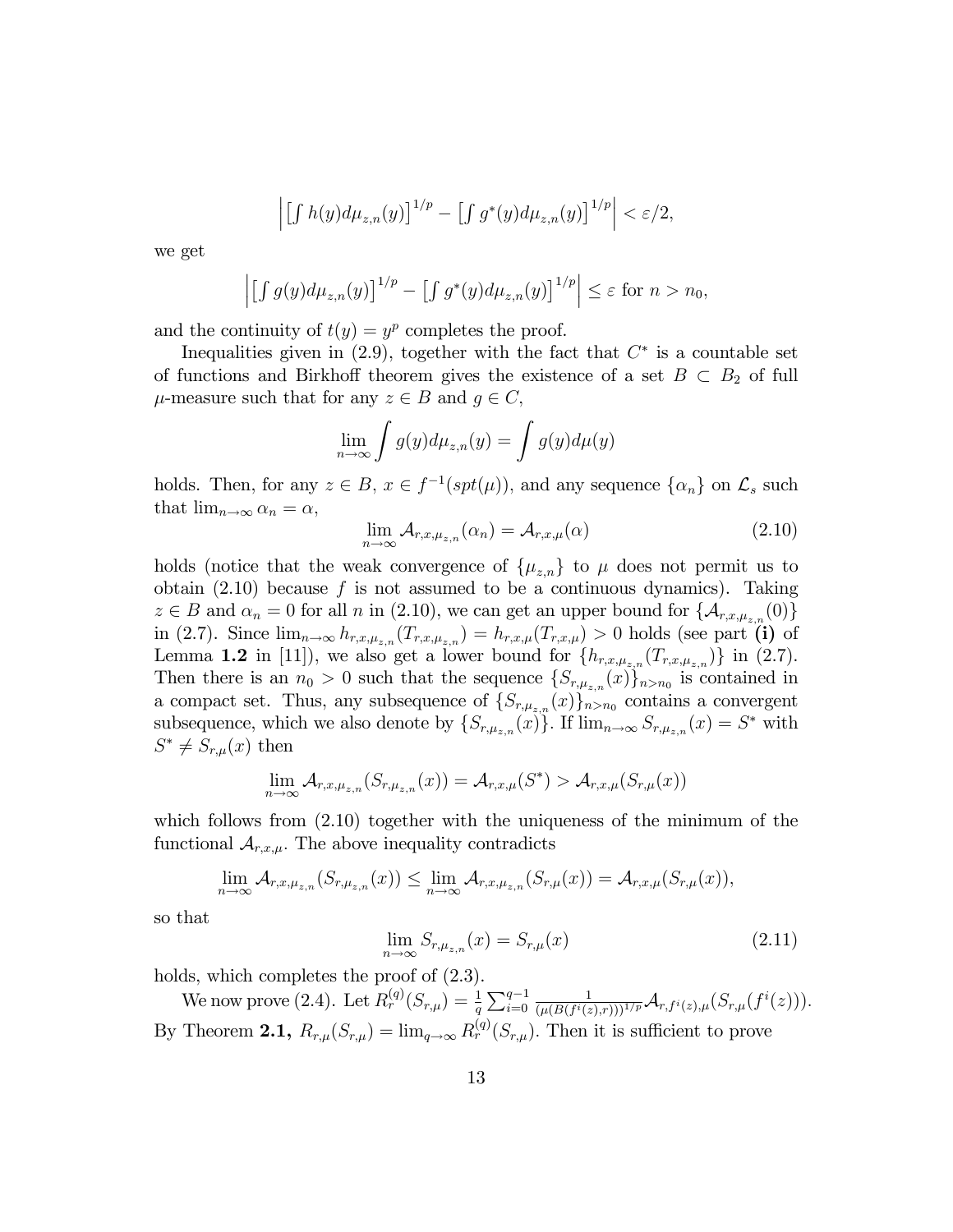$$\left| \left[\int h(y) d\mu_{z,n}(y)\right]^{1/p} - \left[\int g^*(y) d\mu_{z,n}(y)\right]^{1/p} \right| < \varepsilon/2,$$

we get

$$\left| \left[\int g(y) d\mu_{z,n}(y)\right]^{1/p} - \left[\int g^*(y) d\mu_{z,n}(y)\right]^{1/p} \right| \leq \varepsilon \text{ for } n > n_0,$$

and the continuity of $t(y) = y^p$ completes the proof.

Inequalities given in (2.9), together with the fact that $C^*$ is a countable set of functions and Birkhoff theorem gives the existence of a set $B \subset B_2$ of full $\mu$-measure such that for any $z \in B$ and $g \in C$,

$$\lim_{n\to\infty} \int g(y) d\mu_{z,n}(y) = \int g(y) d\mu(y)$$

holds. Then, for any $z \in B$, $x \in f^{-1}(spt(\mu))$, and any sequence $\{\alpha_n\}$ on $\mathcal{L}_s$ such that $\lim_{n\to\infty} \alpha_n = \alpha$,

$$\lim_{n\to\infty} \mathcal{A}_{r,x,\mu_{z,n}}(\alpha_n) = \mathcal{A}_{r,x,\mu}(\alpha) \tag{2.10}$$

holds (notice that the weak convergence of $\{\mu_{z,n}\}$ to $\mu$ does not permit us to obtain (2.10) because $f$ is not assumed to be a continuous dynamics). Taking $z \in B$ and $\alpha_n = 0$ for all $n$ in (2.10), we can get an upper bound for $\{\mathcal{A}_{r,x,\mu_{z,n}}(0)\}$ in (2.7). Since $\lim_{n\to\infty} h_{r,x,\mu_{z,n}}(T_{r,x,\mu_{z,n}}) = h_{r,x,\mu}(T_{r,x,\mu}) > 0$ holds (see part **(i)** of Lemma **1.2** in [11]), we also get a lower bound for $\{h_{r,x,\mu_{z,n}}(T_{r,x,\mu_{z,n}})\}$ in (2.7). Then there is an $n_0 > 0$ such that the sequence $\{S_{r,\mu_{z,n}}(x)\}_{n>n_0}$ is contained in a compact set. Thus, any subsequence of $\{S_{r,\mu_{z,n}}(x)\}_{n>n_0}$ contains a convergent subsequence, which we also denote by $\{S_{r,\mu_{z,n}}(x)\}$. If $\lim_{n\to\infty} S_{r,\mu_{z,n}}(x) = S^*$ with $S^* \neq S_{r,\mu}(x)$ then

$$\lim_{n\to\infty} \mathcal{A}_{r,x,\mu_{z,n}}(S_{r,\mu_{z,n}}(x)) = \mathcal{A}_{r,x,\mu}(S^*) > \mathcal{A}_{r,x,\mu}(S_{r,\mu}(x))$$

which follows from (2.10) together with the uniqueness of the minimum of the functional $\mathcal{A}_{r,x,\mu}$. The above inequality contradicts

$$\lim_{n\to\infty} \mathcal{A}_{r,x,\mu_{z,n}}(S_{r,\mu_{z,n}}(x)) \leq \lim_{n\to\infty} \mathcal{A}_{r,x,\mu_{z,n}}(S_{r,\mu}(x)) = \mathcal{A}_{r,x,\mu}(S_{r,\mu}(x)),$$

so that

$$\lim_{n\to\infty} S_{r,\mu_{z,n}}(x) = S_{r,\mu}(x) \tag{2.11}$$

holds, which completes the proof of (2.3).

We now prove (2.4). Let $R_r^{(q)}(S_{r,\mu}) = \frac{1}{q}\sum_{i=0}^{q-1} \frac{1}{(\mu(B(f^i(z),r)))^{1/p}} \mathcal{A}_{r,f^i(z),\mu}(S_{r,\mu}(f^i(z)))$. By Theorem **2.1,** $R_{r,\mu}(S_{r,\mu}) = \lim_{q\to\infty} R_r^{(q)}(S_{r,\mu})$. Then it is sufficient to prove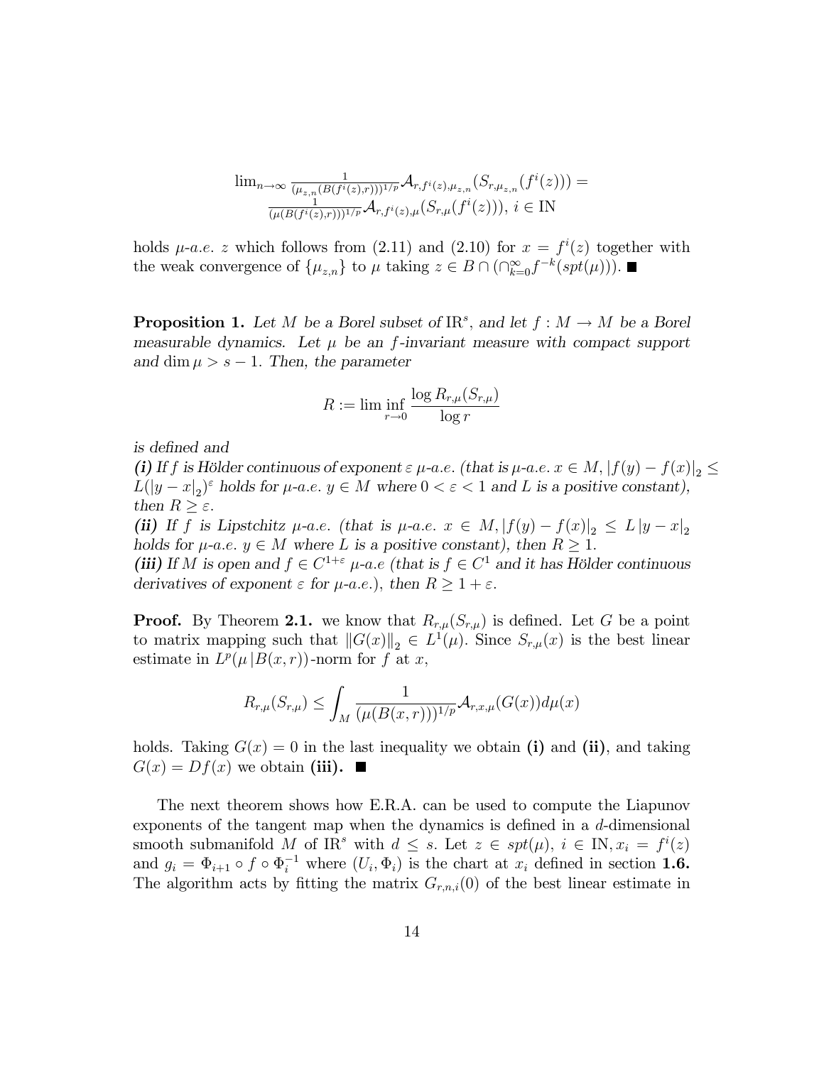$$\lim_{n\to\infty} \frac{1}{(\mu_{z,n}(B(f^i(z),r)))^{1/p}} \mathcal{A}_{r,f^i(z),\mu_{z,n}}(S_{r,\mu_{z,n}}(f^i(z))) = \frac{1}{(\mu(B(f^i(z),r)))^{1/p}} \mathcal{A}_{r,f^i(z),\mu}(S_{r,\mu}(f^i(z))),\ i \in \mathrm{IN}$$

holds $\mu$-*a.e.* $z$ which follows from (2.11) and (2.10) for $x = f^i(z)$ together with the weak convergence of $\{\mu_{z,n}\}$ to $\mu$ taking $z \in B \cap (\cap_{k=0}^{\infty} f^{-k}(spt(\mu)))$. ■

**Proposition 1.** *Let $M$ be a Borel subset of $\mathrm{IR}^s$, and let $f : M \to M$ be a Borel measurable dynamics. Let $\mu$ be an $f$-invariant measure with compact support and $\dim \mu > s - 1$. Then, the parameter*

$$R := \liminf_{r\to 0} \frac{\log R_{r,\mu}(S_{r,\mu})}{\log r}$$

*is defined and*

***(i)*** *If $f$ is Hölder continuous of exponent $\varepsilon$ $\mu$-a.e. (that is $\mu$-a.e. $x \in M, |f(y) - f(x)|_2 \leq L(|y - x|_2)^{\varepsilon}$ holds for $\mu$-a.e. $y \in M$ where $0 < \varepsilon < 1$ and $L$ is a positive constant), then $R \geq \varepsilon$.*

***(ii)*** *If $f$ is Lipstchitz $\mu$-a.e. (that is $\mu$-a.e. $x \in M, |f(y) - f(x)|_2 \leq L\,|y - x|_2$ holds for $\mu$-a.e. $y \in M$ where $L$ is a positive constant), then $R \geq 1$.*

***(iii)*** *If $M$ is open and $f \in C^{1+\varepsilon}$ $\mu$-a.e (that is $f \in C^1$ and it has Hölder continuous derivatives of exponent $\varepsilon$ for $\mu$-a.e.), then $R \geq 1 + \varepsilon$.*

**Proof.** By Theorem **2.1.** we know that $R_{r,\mu}(S_{r,\mu})$ is defined. Let $G$ be a point to matrix mapping such that $\|G(x)\|_2 \in L^1(\mu)$. Since $S_{r,\mu}(x)$ is the best linear estimate in $L^p(\mu\,|B(x,r))$-norm for $f$ at $x$,

$$R_{r,\mu}(S_{r,\mu}) \leq \int_M \frac{1}{(\mu(B(x,r)))^{1/p}} \mathcal{A}_{r,x,\mu}(G(x)) d\mu(x)$$

holds. Taking $G(x) = 0$ in the last inequality we obtain **(i)** and **(ii)**, and taking $G(x) = Df(x)$ we obtain **(iii).** ■

The next theorem shows how E.R.A. can be used to compute the Liapunov exponents of the tangent map when the dynamics is defined in a $d$-dimensional smooth submanifold $M$ of $\mathrm{IR}^s$ with $d \leq s$. Let $z \in spt(\mu)$, $i \in \mathrm{IN}, x_i = f^i(z)$ and $g_i = \Phi_{i+1} \circ f \circ \Phi_i^{-1}$ where $(U_i, \Phi_i)$ is the chart at $x_i$ defined in section **1.6.** The algorithm acts by fitting the matrix $G_{r,n,i}(0)$ of the best linear estimate in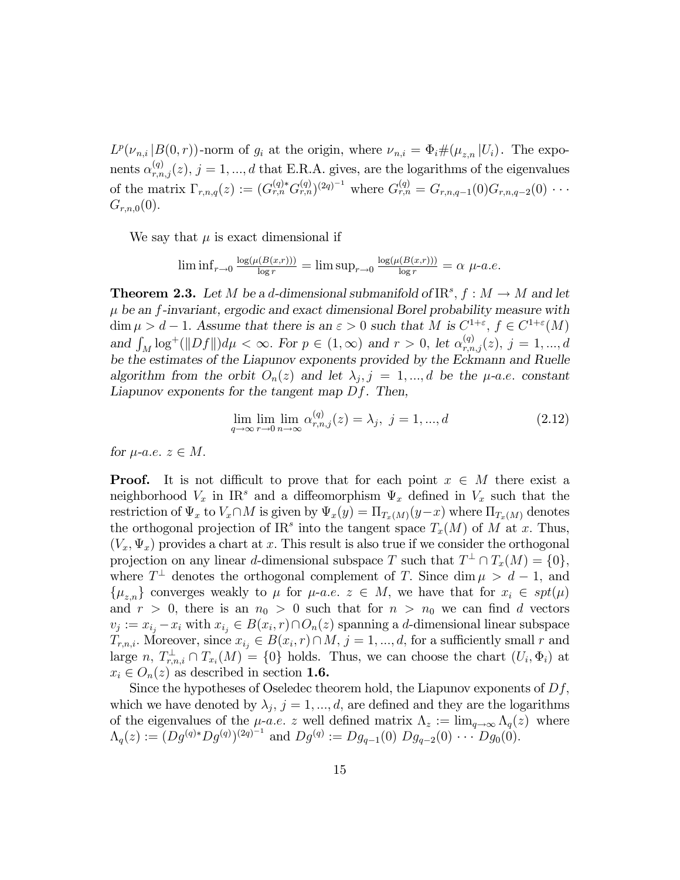$L^p(\nu_{n,i}|B(0,r))$-norm of $g_i$ at the origin, where $\nu_{n,i} = \Phi_i\#(\mu_{z,n}|U_i)$. The exponents $\alpha^{(q)}_{r,n,j}(z)$, $j = 1, ..., d$ that E.R.A. gives, are the logarithms of the eigenvalues of the matrix $\Gamma_{r,n,q}(z) := (G^{(q)*}_{r,n} G^{(q)}_{r,n})^{(2q)^{-1}}$ where $G^{(q)}_{r,n} = G_{r,n,q-1}(0)G_{r,n,q-2}(0)\cdots G_{r,n,0}(0)$.

We say that $\mu$ is exact dimensional if

$$\liminf_{r\to 0} \frac{\log(\mu(B(x,r)))}{\log r} = \limsup_{r\to 0} \frac{\log(\mu(B(x,r)))}{\log r} = \alpha \ \mu\text{-}a.e.$$

**Theorem 2.3.** *Let $M$ be a $d$-dimensional submanifold of $\mathbb{R}^s$, $f : M \to M$ and let $\mu$ be an $f$-invariant, ergodic and exact dimensional Borel probability measure with $\dim \mu > d-1$. Assume that there is an $\varepsilon > 0$ such that $M$ is $C^{1+\varepsilon}$, $f \in C^{1+\varepsilon}(M)$ and $\int_M \log^+(\|Df\|)d\mu < \infty$. For $p \in (1,\infty)$ and $r > 0$, let $\alpha^{(q)}_{r,n,j}(z)$, $j = 1, ..., d$ be the estimates of the Liapunov exponents provided by the Eckmann and Ruelle algorithm from the orbit $O_n(z)$ and let $\lambda_j, j = 1, ..., d$ be the $\mu$-a.e. constant Liapunov exponents for the tangent map $Df$. Then,*

$$\lim_{q\to\infty}\lim_{r\to 0}\lim_{n\to\infty} \alpha^{(q)}_{r,n,j}(z) = \lambda_j, \ j = 1, ..., d \tag{2.12}$$

*for $\mu$-a.e. $z \in M$.*

**Proof.** It is not difficult to prove that for each point $x \in M$ there exist a neighborhood $V_x$ in $\mathbb{R}^s$ and a diffeomorphism $\Psi_x$ defined in $V_x$ such that the restriction of $\Psi_x$ to $V_x \cap M$ is given by $\Psi_x(y) = \Pi_{T_x(M)}(y - x)$ where $\Pi_{T_x(M)}$ denotes the orthogonal projection of $\mathbb{R}^s$ into the tangent space $T_x(M)$ of $M$ at $x$. Thus, $(V_x, \Psi_x)$ provides a chart at $x$. This result is also true if we consider the orthogonal projection on any linear $d$-dimensional subspace $T$ such that $T^\perp \cap T_x(M) = \{0\}$, where $T^\perp$ denotes the orthogonal complement of $T$. Since $\dim \mu > d-1$, and $\{\mu_{z,n}\}$ converges weakly to $\mu$ for $\mu$-a.e. $z \in M$, we have that for $x_i \in spt(\mu)$ and $r > 0$, there is an $n_0 > 0$ such that for $n > n_0$ we can find $d$ vectors $v_j := x_{i_j} - x_i$ with $x_{i_j} \in B(x_i, r) \cap O_n(z)$ spanning a $d$-dimensional linear subspace $T_{r,n,i}$. Moreover, since $x_{i_j} \in B(x_i, r) \cap M$, $j = 1, ..., d$, for a sufficiently small $r$ and large $n$, $T^\perp_{r,n,i} \cap T_{x_i}(M) = \{0\}$ holds. Thus, we can choose the chart $(U_i, \Phi_i)$ at $x_i \in O_n(z)$ as described in section **1.6.**

Since the hypotheses of Oseledec theorem hold, the Liapunov exponents of $Df$, which we have denoted by $\lambda_j$, $j = 1, ..., d$, are defined and they are the logarithms of the eigenvalues of the $\mu$-a.e. $z$ well defined matrix $\Lambda_z := \lim_{q\to\infty} \Lambda_q(z)$ where $\Lambda_q(z) := (Dg^{(q)*}Dg^{(q)})^{(2q)^{-1}}$ and $Dg^{(q)} := Dg_{q-1}(0)\ Dg_{q-2}(0) \cdots Dg_0(0)$.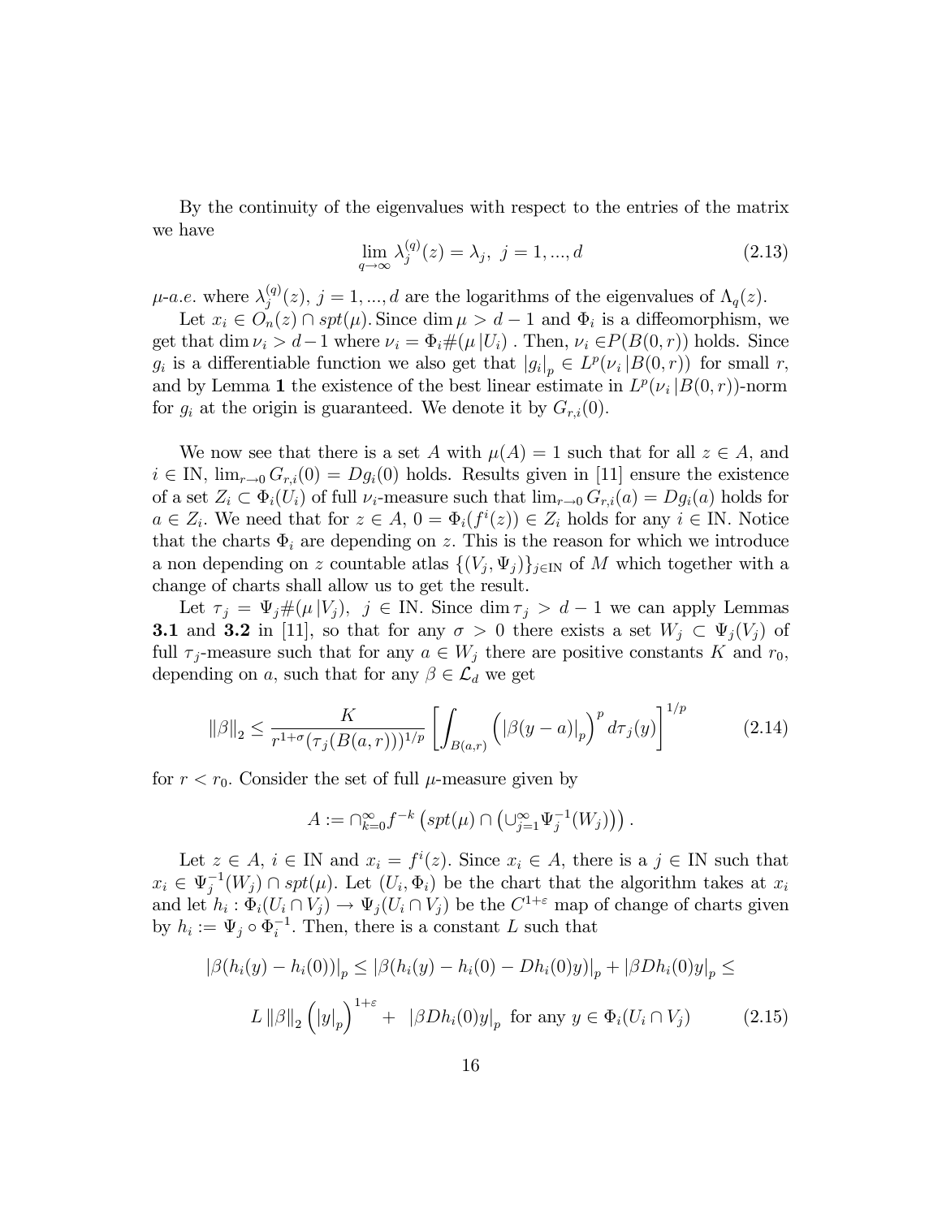By the continuity of the eigenvalues with respect to the entries of the matrix we have

$$\lim_{q\to\infty} \lambda_j^{(q)}(z) = \lambda_j, \; j = 1, ..., d \tag{2.13}$$

$\mu$-*a.e.* where $\lambda_j^{(q)}(z)$, $j = 1, ..., d$ are the logarithms of the eigenvalues of $\Lambda_q(z)$.

Let $x_i \in O_n(z) \cap spt(\mu)$. Since $\dim \mu > d-1$ and $\Phi_i$ is a diffeomorphism, we get that $\dim \nu_i > d-1$ where $\nu_i = \Phi_i \# (\mu \,| U_i)$ . Then, $\nu_i \in P(B(0,r))$ holds. Since $g_i$ is a differentiable function we also get that $|g_i|_p \in L^p(\nu_i \,| B(0,r))$ for small $r$, and by Lemma **1** the existence of the best linear estimate in $L^p(\nu_i \,| B(0,r))$-norm for $g_i$ at the origin is guaranteed. We denote it by $G_{r,i}(0)$.

We now see that there is a set $A$ with $\mu(A) = 1$ such that for all $z \in A$, and $i \in \mathbb{N}$, $\lim_{r\to 0} G_{r,i}(0) = Dg_i(0)$ holds. Results given in [11] ensure the existence of a set $Z_i \subset \Phi_i(U_i)$ of full $\nu_i$-measure such that $\lim_{r\to 0} G_{r,i}(a) = Dg_i(a)$ holds for $a \in Z_i$. We need that for $z \in A$, $0 = \Phi_i(f^i(z)) \in Z_i$ holds for any $i \in \mathbb{N}$. Notice that the charts $\Phi_i$ are depending on $z$. This is the reason for which we introduce a non depending on $z$ countable atlas $\{(V_j, \Psi_j)\}_{j\in\mathbb{N}}$ of $M$ which together with a change of charts shall allow us to get the result.

Let $\tau_j = \Psi_j \# (\mu \,| V_j)$, $j \in \mathbb{N}$. Since $\dim \tau_j > d-1$ we can apply Lemmas **3.1** and **3.2** in [11], so that for any $\sigma > 0$ there exists a set $W_j \subset \Psi_j(V_j)$ of full $\tau_j$-measure such that for any $a \in W_j$ there are positive constants $K$ and $r_0$, depending on $a$, such that for any $\beta \in \mathcal{L}_d$ we get

$$\|\beta\|_2 \leq \frac{K}{r^{1+\sigma}(\tau_j(B(a,r)))^{1/p}} \left[\int_{B(a,r)} \left(|\beta(y-a)|_p\right)^p d\tau_j(y)\right]^{1/p} \tag{2.14}$$

for $r < r_0$. Consider the set of full $\mu$-measure given by

$$A := \cap_{k=0}^{\infty} f^{-k}\left(spt(\mu) \cap \left(\cup_{j=1}^{\infty} \Psi_j^{-1}(W_j)\right)\right).$$

Let $z \in A$, $i \in \mathbb{N}$ and $x_i = f^i(z)$. Since $x_i \in A$, there is a $j \in \mathbb{N}$ such that $x_i \in \Psi_j^{-1}(W_j) \cap spt(\mu)$. Let $(U_i, \Phi_i)$ be the chart that the algorithm takes at $x_i$ and let $h_i : \Phi_i(U_i \cap V_j) \to \Psi_j(U_i \cap V_j)$ be the $C^{1+\varepsilon}$ map of change of charts given by $h_i := \Psi_j \circ \Phi_i^{-1}$. Then, there is a constant $L$ such that

$$\begin{aligned} |\beta(h_i(y) - h_i(0))|_p &\leq |\beta(h_i(y) - h_i(0) - Dh_i(0)y)|_p + |\beta Dh_i(0)y|_p \leq \\ L\,\|\beta\|_2 \left(|y|_p\right)^{1+\varepsilon} &+ \; |\beta Dh_i(0)y|_p \; \text{ for any } y \in \Phi_i(U_i \cap V_j) \end{aligned} \tag{2.15}$$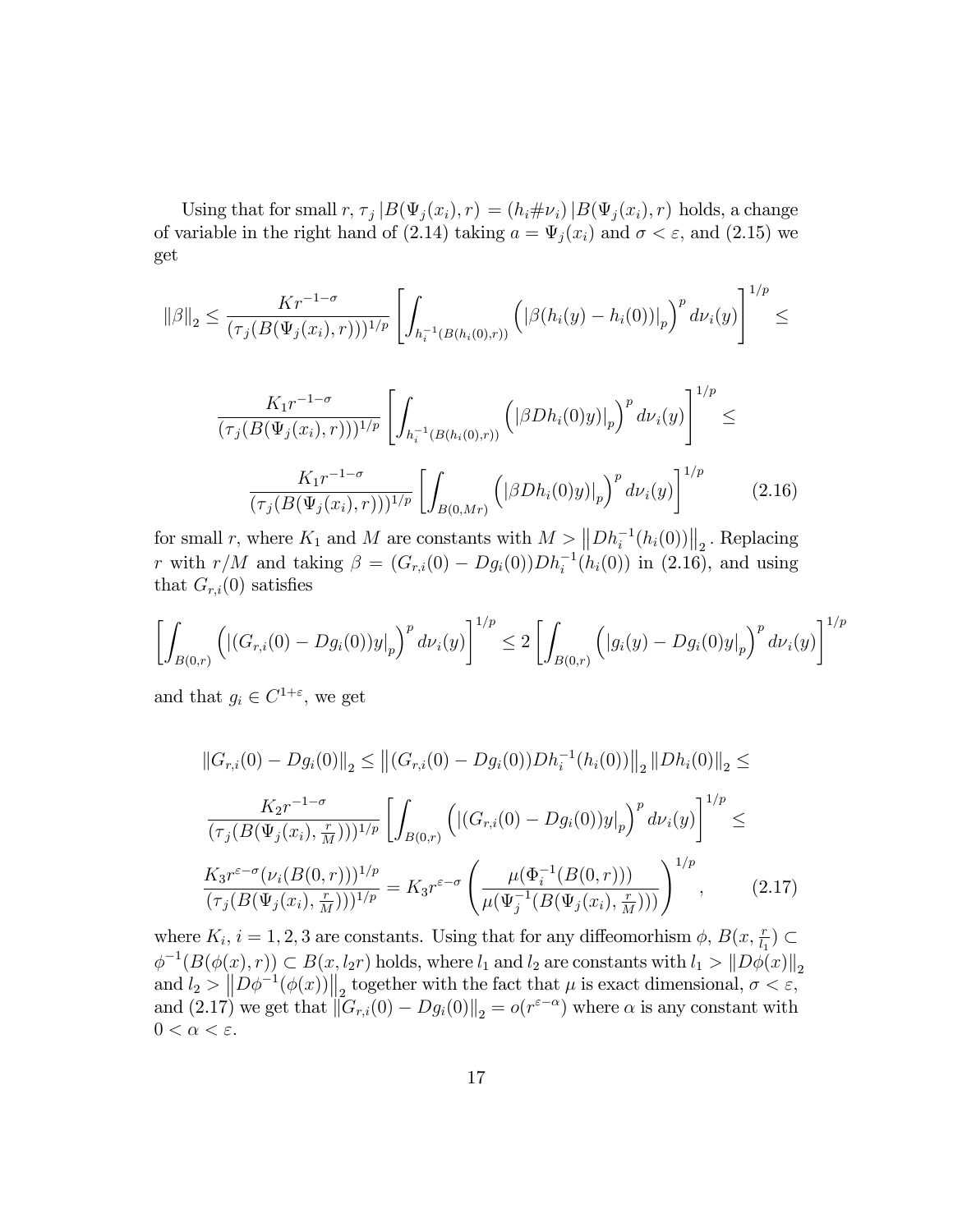Using that for small $r$, $\tau_j \,|B(\Psi_j(x_i), r) = (h_i \# \nu_i)\,|B(\Psi_j(x_i), r)$ holds, a change of variable in the right hand of (2.14) taking $a = \Psi_j(x_i)$ and $\sigma < \varepsilon$, and (2.15) we get

$$
\|\beta\|_2 \leq \frac{K r^{-1-\sigma}}{(\tau_j(B(\Psi_j(x_i), r)))^{1/p}} \left[ \int_{h_i^{-1}(B(h_i(0),r))} \left( |\beta(h_i(y) - h_i(0))|_p \right)^p d\nu_i(y) \right]^{1/p} \leq
$$

$$
\frac{K_1 r^{-1-\sigma}}{(\tau_j(B(\Psi_j(x_i), r)))^{1/p}} \left[ \int_{h_i^{-1}(B(h_i(0),r))} \left( |\beta D h_i(0) y|_p \right)^p d\nu_i(y) \right]^{1/p} \leq
$$

$$
\frac{K_1 r^{-1-\sigma}}{(\tau_j(B(\Psi_j(x_i), r)))^{1/p}} \left[ \int_{B(0,Mr)} \left( |\beta D h_i(0) y|_p \right)^p d\nu_i(y) \right]^{1/p} \tag{2.16}
$$

for small $r$, where $K_1$ and $M$ are constants with $M > \left\| D h_i^{-1}(h_i(0)) \right\|_2$. Replacing $r$ with $r/M$ and taking $\beta = (G_{r,i}(0) - D g_i(0)) D h_i^{-1}(h_i(0))$ in (2.16), and using that $G_{r,i}(0)$ satisfies

$$
\left[ \int_{B(0,r)} \left( |(G_{r,i}(0) - D g_i(0)) y|_p \right)^p d\nu_i(y) \right]^{1/p} \leq 2 \left[ \int_{B(0,r)} \left( |g_i(y) - D g_i(0) y|_p \right)^p d\nu_i(y) \right]^{1/p}
$$

and that $g_i \in C^{1+\varepsilon}$, we get

$$
\|G_{r,i}(0) - D g_i(0)\|_2 \leq \left\| (G_{r,i}(0) - D g_i(0)) D h_i^{-1}(h_i(0)) \right\|_2 \|D h_i(0)\|_2 \leq
$$

$$
\frac{K_2 r^{-1-\sigma}}{(\tau_j(B(\Psi_j(x_i), \frac{r}{M})))^{1/p}} \left[ \int_{B(0,r)} \left( |(G_{r,i}(0) - D g_i(0)) y|_p \right)^p d\nu_i(y) \right]^{1/p} \leq
$$

$$
\frac{K_3 r^{\varepsilon - \sigma} (\nu_i(B(0,r)))^{1/p}}{(\tau_j(B(\Psi_j(x_i), \frac{r}{M})))^{1/p}} = K_3 r^{\varepsilon - \sigma} \left( \frac{\mu(\Phi_i^{-1}(B(0,r)))}{\mu(\Psi_j^{-1}(B(\Psi_j(x_i), \frac{r}{M})))} \right)^{1/p}, \tag{2.17}
$$

where $K_i$, $i = 1, 2, 3$ are constants. Using that for any diffeomorhism $\phi$, $B(x, \frac{r}{l_1}) \subset \phi^{-1}(B(\phi(x), r)) \subset B(x, l_2 r)$ holds, where $l_1$ and $l_2$ are constants with $l_1 > \|D\phi(x)\|_2$ and $l_2 > \left\| D\phi^{-1}(\phi(x)) \right\|_2$ together with the fact that $\mu$ is exact dimensional, $\sigma < \varepsilon$, and (2.17) we get that $\|G_{r,i}(0) - D g_i(0)\|_2 = o(r^{\varepsilon - \alpha})$ where $\alpha$ is any constant with $0 < \alpha < \varepsilon$.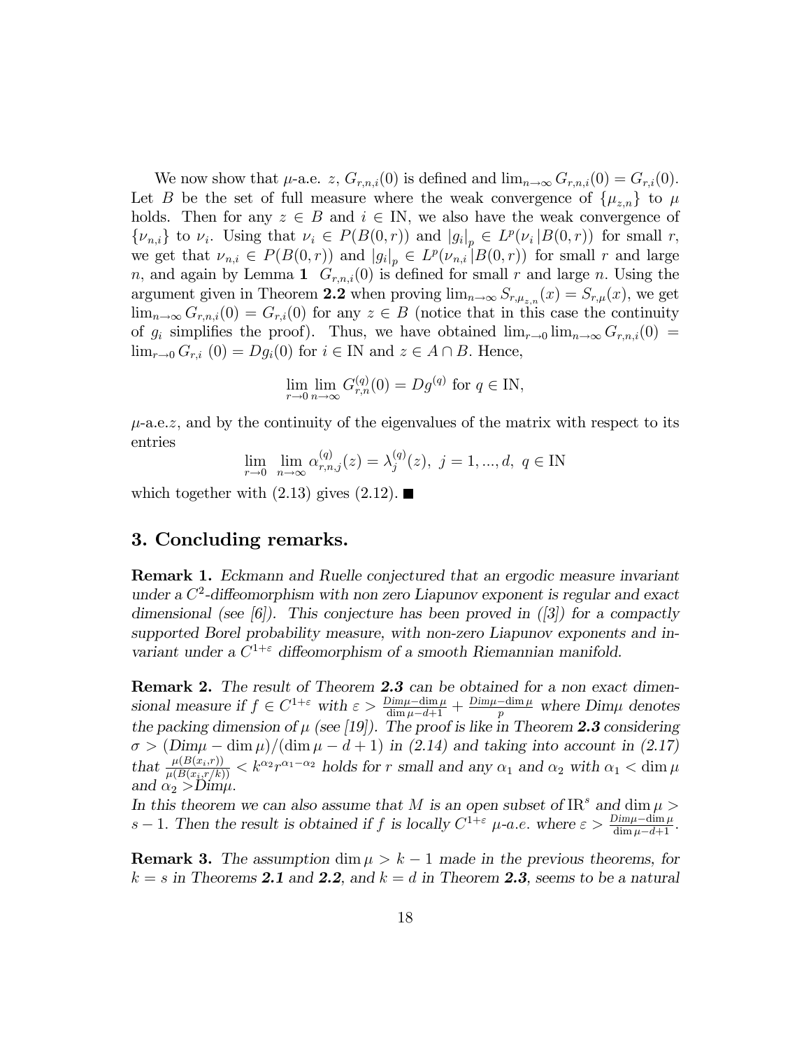We now show that $\mu$-a.e. $z$, $G_{r,n,i}(0)$ is defined and $\lim_{n\to\infty} G_{r,n,i}(0) = G_{r,i}(0)$. Let $B$ be the set of full measure where the weak convergence of $\{\mu_{z,n}\}$ to $\mu$ holds. Then for any $z \in B$ and $i \in \mathrm{IN}$, we also have the weak convergence of $\{\nu_{n,i}\}$ to $\nu_i$. Using that $\nu_i \in P(B(0,r))$ and $|g_i|_p \in L^p(\nu_i\,|B(0,r))$ for small $r$, we get that $\nu_{n,i} \in P(B(0,r))$ and $|g_i|_p \in L^p(\nu_{n,i}\,|B(0,r))$ for small $r$ and large $n$, and again by Lemma **1** $G_{r,n,i}(0)$ is defined for small $r$ and large $n$. Using the argument given in Theorem **2.2** when proving $\lim_{n\to\infty} S_{r,\mu_{z,n}}(x) = S_{r,\mu}(x)$, we get $\lim_{n\to\infty} G_{r,n,i}(0) = G_{r,i}(0)$ for any $z \in B$ (notice that in this case the continuity of $g_i$ simplifies the proof). Thus, we have obtained $\lim_{r\to 0}\lim_{n\to\infty} G_{r,n,i}(0) = \lim_{r\to 0} G_{r,i}\,(0) = Dg_i(0)$ for $i \in \mathrm{IN}$ and $z \in A \cap B$. Hence,

$$\lim_{r\to 0}\lim_{n\to\infty} G^{(q)}_{r,n}(0) = Dg^{(q)} \text{ for } q \in \mathrm{IN},$$

$\mu$-a.e.$z$, and by the continuity of the eigenvalues of the matrix with respect to its entries

$$\lim_{r\to 0}\ \lim_{n\to\infty} \alpha^{(q)}_{r,n,j}(z) = \lambda^{(q)}_j(z),\ j = 1, ..., d,\ q \in \mathrm{IN}$$

which together with (2.13) gives (2.12). ∎

## 3. Concluding remarks.

**Remark 1.** *Eckmann and Ruelle conjectured that an ergodic measure invariant under a $C^2$-diffeomorphism with non zero Liapunov exponent is regular and exact dimensional (see [6]). This conjecture has been proved in ([3]) for a compactly supported Borel probability measure, with non-zero Liapunov exponents and invariant under a $C^{1+\varepsilon}$ diffeomorphism of a smooth Riemannian manifold.*

**Remark 2.** *The result of Theorem **2.3** can be obtained for a non exact dimensional measure if $f \in C^{1+\varepsilon}$ with $\varepsilon > \frac{Dim\mu - \dim\mu}{\dim\mu - d + 1} + \frac{Dim\mu - \dim\mu}{p}$ where $Dim\mu$ denotes the packing dimension of $\mu$ (see [19]). The proof is like in Theorem **2.3** considering $\sigma > (Dim\mu - \dim\mu)/(\dim\mu - d + 1)$ in (2.14) and taking into account in (2.17) that $\frac{\mu(B(x_i,r))}{\mu(B(x_i,r/k))} < k^{\alpha_2} r^{\alpha_1 - \alpha_2}$ holds for $r$ small and any $\alpha_1$ and $\alpha_2$ with $\alpha_1 < \dim\mu$ and $\alpha_2 > Dim\mu$.*
*In this theorem we can also assume that $M$ is an open subset of $\mathrm{IR}^s$ and $\dim\mu > s - 1$. Then the result is obtained if $f$ is locally $C^{1+\varepsilon}$ $\mu$-a.e. where $\varepsilon > \frac{Dim\mu - \dim\mu}{\dim\mu - d + 1}$.*

**Remark 3.** *The assumption $\dim\mu > k - 1$ made in the previous theorems, for $k = s$ in Theorems **2.1** and **2.2**, and $k = d$ in Theorem **2.3**, seems to be a natural*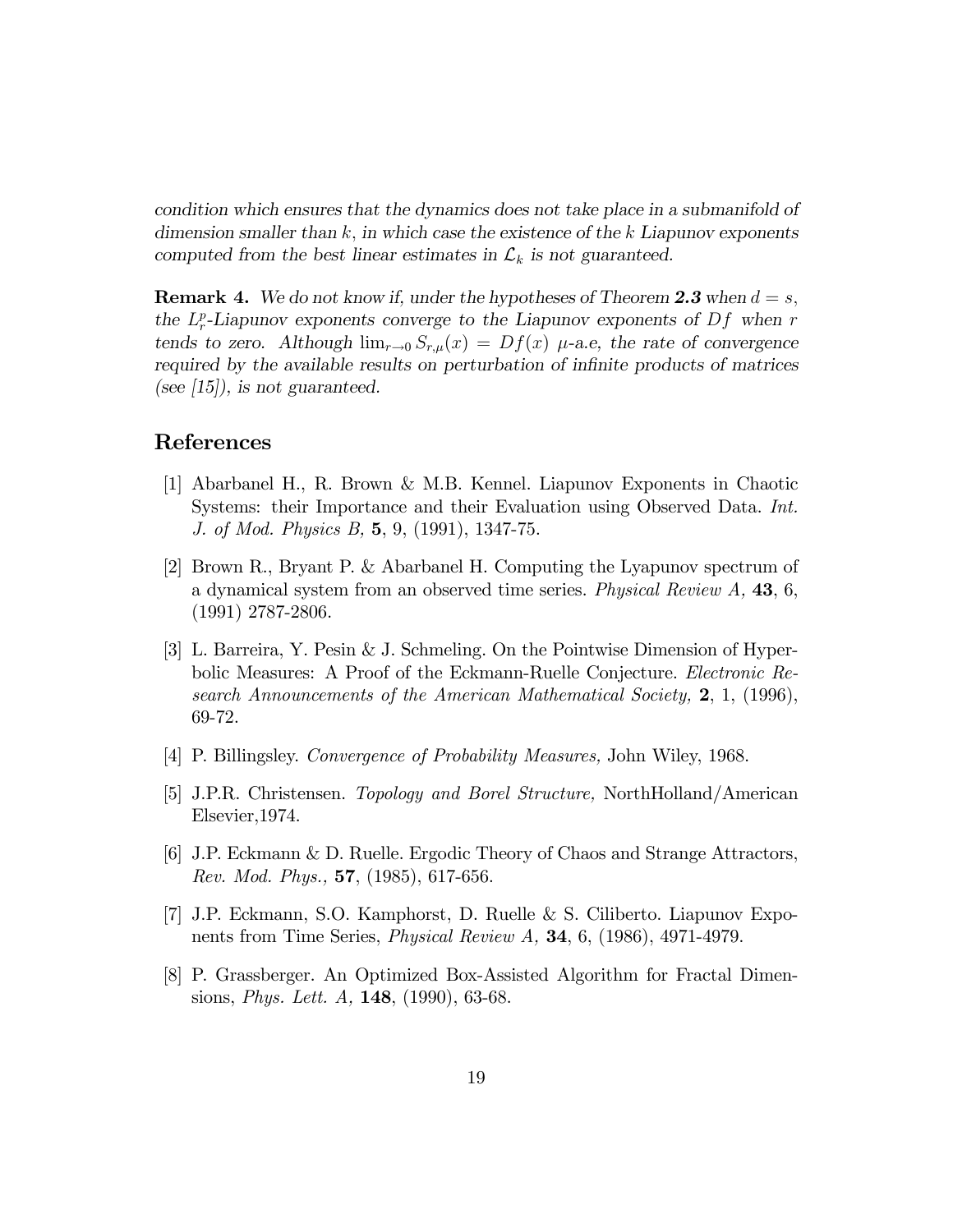*condition which ensures that the dynamics does not take place in a submanifold of dimension smaller than $k$, in which case the existence of the $k$ Liapunov exponents computed from the best linear estimates in $\mathcal{L}_k$ is not guaranteed.*

**Remark 4.** *We do not know if, under the hypotheses of Theorem **2.3** when $d = s$, the $L^p_r$-Liapunov exponents converge to the Liapunov exponents of $Df$ when $r$ tends to zero. Although $\lim_{r\to 0} S_{r,\mu}(x) = Df(x)$ $\mu$-a.e, the rate of convergence required by the available results on perturbation of infinite products of matrices (see [15]), is not guaranteed.*

## References

[1] Abarbanel H., R. Brown & M.B. Kennel. Liapunov Exponents in Chaotic Systems: their Importance and their Evaluation using Observed Data. *Int. J. of Mod. Physics B,* **5**, 9, (1991), 1347-75.

[2] Brown R., Bryant P. & Abarbanel H. Computing the Lyapunov spectrum of a dynamical system from an observed time series. *Physical Review A,* **43**, 6, (1991) 2787-2806.

[3] L. Barreira, Y. Pesin & J. Schmeling. On the Pointwise Dimension of Hyperbolic Measures: A Proof of the Eckmann-Ruelle Conjecture. *Electronic Research Announcements of the American Mathematical Society,* **2**, 1, (1996), 69-72.

[4] P. Billingsley. *Convergence of Probability Measures,* John Wiley, 1968.

[5] J.P.R. Christensen. *Topology and Borel Structure,* NorthHolland/American Elsevier,1974.

[6] J.P. Eckmann & D. Ruelle. Ergodic Theory of Chaos and Strange Attractors, *Rev. Mod. Phys.,* **57**, (1985), 617-656.

[7] J.P. Eckmann, S.O. Kamphorst, D. Ruelle & S. Ciliberto. Liapunov Exponents from Time Series, *Physical Review A,* **34**, 6, (1986), 4971-4979.

[8] P. Grassberger. An Optimized Box-Assisted Algorithm for Fractal Dimensions, *Phys. Lett. A,* **148**, (1990), 63-68.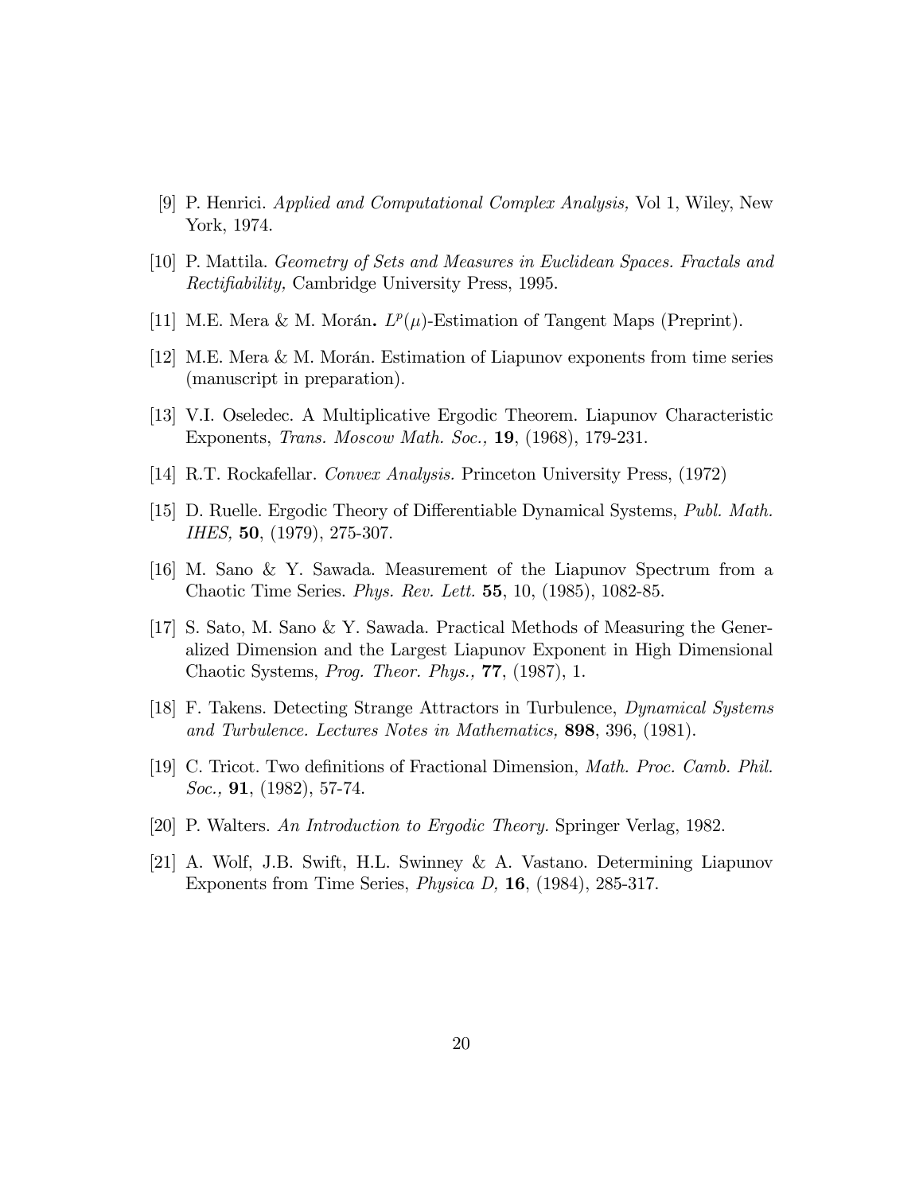[9] P. Henrici. *Applied and Computational Complex Analysis,* Vol 1, Wiley, New York, 1974.

[10] P. Mattila. *Geometry of Sets and Measures in Euclidean Spaces. Fractals and Rectifiability,* Cambridge University Press, 1995.

[11] M.E. Mera & M. Morán**.** $L^p(\mu)$-Estimation of Tangent Maps (Preprint).

[12] M.E. Mera & M. Morán. Estimation of Liapunov exponents from time series (manuscript in preparation).

[13] V.I. Oseledec. A Multiplicative Ergodic Theorem. Liapunov Characteristic Exponents, *Trans. Moscow Math. Soc.,* **19**, (1968), 179-231.

[14] R.T. Rockafellar. *Convex Analysis.* Princeton University Press, (1972)

[15] D. Ruelle. Ergodic Theory of Differentiable Dynamical Systems, *Publ. Math. IHES,* **50**, (1979), 275-307.

[16] M. Sano & Y. Sawada. Measurement of the Liapunov Spectrum from a Chaotic Time Series. *Phys. Rev. Lett.* **55**, 10, (1985), 1082-85.

[17] S. Sato, M. Sano & Y. Sawada. Practical Methods of Measuring the Generalized Dimension and the Largest Liapunov Exponent in High Dimensional Chaotic Systems, *Prog. Theor. Phys.,* **77**, (1987), 1.

[18] F. Takens. Detecting Strange Attractors in Turbulence, *Dynamical Systems and Turbulence. Lectures Notes in Mathematics,* **898**, 396, (1981).

[19] C. Tricot. Two definitions of Fractional Dimension, *Math. Proc. Camb. Phil. Soc.,* **91**, (1982), 57-74.

[20] P. Walters. *An Introduction to Ergodic Theory.* Springer Verlag, 1982.

[21] A. Wolf, J.B. Swift, H.L. Swinney & A. Vastano. Determining Liapunov Exponents from Time Series, *Physica D,* **16**, (1984), 285-317.